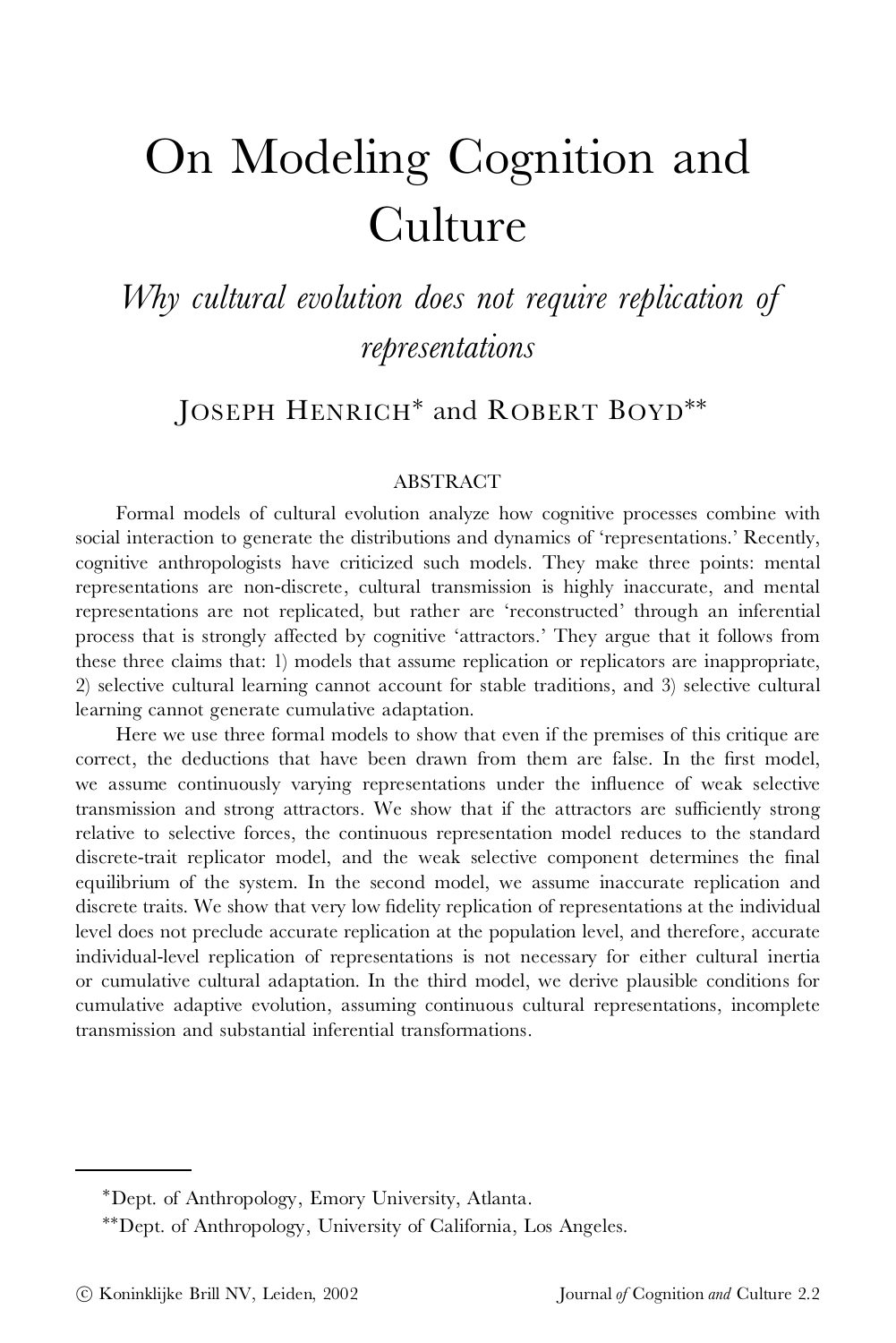# On Modeling Cognition and Culture

## *Why cultural evolution does not require replication of representations*

JOSEPH HENRICH* and ROBERT BOYD**

### ABSTRACT

Formal models of cultural evolution analyze how cognitive processes combine with social interaction to generate the distributions and dynamics of 'representations.' Recently, cognitive anthropologists have criticized such models. They make three points: mental representations are non-discrete, cultural transmission is highly inaccurate, and mental representations are not replicated, but rather are 'reconstructed' through an inferential process that is strongly affected by cognitive 'attractors.' They argue that it follows from these three claims that: 1) models that assume replication or replicators are inappropriate, 2) selective cultural learning cannot account for stable traditions, and 3) selective cultural learning cannot generate cumulative adaptation.

Here we use three formal models to show that even if the premises of this critique are correct, the deductions that have been drawn from them are false. In the first model, we assume continuously varying representations under the influence of weak selective transmission and strong attractors. We show that if the attractors are sufficiently strong relative to selective forces, the continuous representation model reduces to the standard discrete-trait replicator model, and the weak selective component determines the final equilibrium of the system. In the second model, we assume inaccurate replication and discrete traits. We show that very low fidelity replication of representations at the individual level does not preclude accurate replication at the population level, and therefore, accurate individual-level replication of representations is not necessary for either cultural inertia or cumulative cultural adaptation. In the third model, we derive plausible conditions for cumulative adaptive evolution, assuming continuous cultural representations, incomplete transmission and substantial inferential transformations.

---

*Dept. of Anthropology, Emory University, Atlanta.

**Dept. of Anthropology, University of California, Los Angeles.

© Koninklijke Brill NV, Leiden, 2002 Journal *of* Cognition *and* Culture 2.2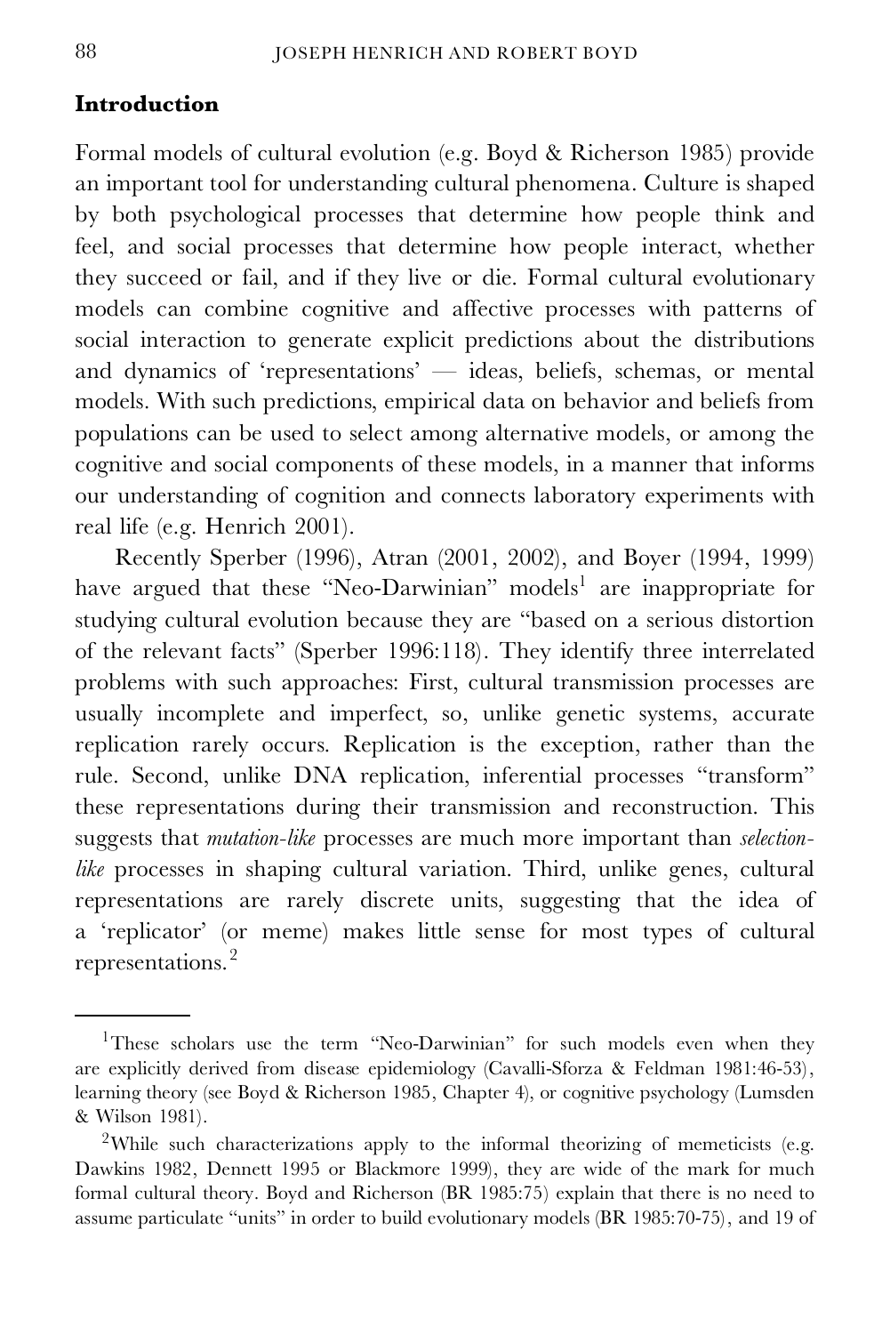## Introduction

Formal models of cultural evolution (e.g. Boyd & Richerson 1985) provide an important tool for understanding cultural phenomena. Culture is shaped by both psychological processes that determine how people think and feel, and social processes that determine how people interact, whether they succeed or fail, and if they live or die. Formal cultural evolutionary models can combine cognitive and affective processes with patterns of social interaction to generate explicit predictions about the distributions and dynamics of 'representations' — ideas, beliefs, schemas, or mental models. With such predictions, empirical data on behavior and beliefs from populations can be used to select among alternative models, or among the cognitive and social components of these models, in a manner that informs our understanding of cognition and connects laboratory experiments with real life (e.g. Henrich 2001).

Recently Sperber (1996), Atran (2001, 2002), and Boyer (1994, 1999) have argued that these "Neo-Darwinian" models[1] are inappropriate for studying cultural evolution because they are "based on a serious distortion of the relevant facts" (Sperber 1996:118). They identify three interrelated problems with such approaches: First, cultural transmission processes are usually incomplete and imperfect, so, unlike genetic systems, accurate replication rarely occurs. Replication is the exception, rather than the rule. Second, unlike DNA replication, inferential processes "transform" these representations during their transmission and reconstruction. This suggests that *mutation-like* processes are much more important than *selection-like* processes in shaping cultural variation. Third, unlike genes, cultural representations are rarely discrete units, suggesting that the idea of a 'replicator' (or meme) makes little sense for most types of cultural representations.[2]

---

[1] These scholars use the term "Neo-Darwinian" for such models even when they are explicitly derived from disease epidemiology (Cavalli-Sforza & Feldman 1981:46-53), learning theory (see Boyd & Richerson 1985, Chapter 4), or cognitive psychology (Lumsden & Wilson 1981).

[2] While such characterizations apply to the informal theorizing of memeticists (e.g. Dawkins 1982, Dennett 1995 or Blackmore 1999), they are wide of the mark for much formal cultural theory. Boyd and Richerson (BR 1985:75) explain that there is no need to assume particulate "units" in order to build evolutionary models (BR 1985:70-75), and 19 of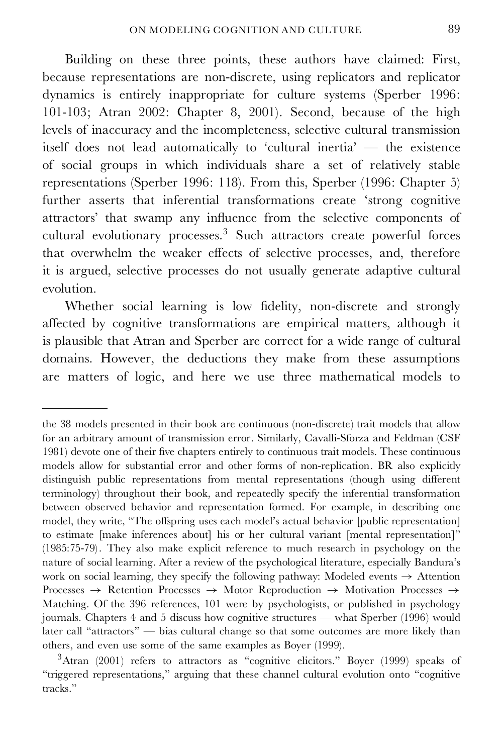Building on these three points, these authors have claimed: First, because representations are non-discrete, using replicators and replicator dynamics is entirely inappropriate for culture systems (Sperber 1996: 101-103; Atran 2002: Chapter 8, 2001). Second, because of the high levels of inaccuracy and the incompleteness, selective cultural transmission itself does not lead automatically to 'cultural inertia' — the existence of social groups in which individuals share a set of relatively stable representations (Sperber 1996: 118). From this, Sperber (1996: Chapter 5) further asserts that inferential transformations create 'strong cognitive attractors' that swamp any influence from the selective components of cultural evolutionary processes.[3] Such attractors create powerful forces that overwhelm the weaker effects of selective processes, and, therefore it is argued, selective processes do not usually generate adaptive cultural evolution.

Whether social learning is low fidelity, non-discrete and strongly affected by cognitive transformations are empirical matters, although it is plausible that Atran and Sperber are correct for a wide range of cultural domains. However, the deductions they make from these assumptions are matters of logic, and here we use three mathematical models to

---

the 38 models presented in their book are continuous (non-discrete) trait models that allow for an arbitrary amount of transmission error. Similarly, Cavalli-Sforza and Feldman (CSF 1981) devote one of their five chapters entirely to continuous trait models. These continuous models allow for substantial error and other forms of non-replication. BR also explicitly distinguish public representations from mental representations (though using different terminology) throughout their book, and repeatedly specify the inferential transformation between observed behavior and representation formed. For example, in describing one model, they write, "The offspring uses each model's actual behavior [public representation] to estimate [make inferences about] his or her cultural variant [mental representation]" (1985:75-79). They also make explicit reference to much research in psychology on the nature of social learning. After a review of the psychological literature, especially Bandura's work on social learning, they specify the following pathway: Modeled events → Attention Processes → Retention Processes → Motor Reproduction → Motivation Processes → Matching. Of the 396 references, 101 were by psychologists, or published in psychology journals. Chapters 4 and 5 discuss how cognitive structures — what Sperber (1996) would later call "attractors" — bias cultural change so that some outcomes are more likely than others, and even use some of the same examples as Boyer (1999).

[3] Atran (2001) refers to attractors as "cognitive elicitors." Boyer (1999) speaks of "triggered representations," arguing that these channel cultural evolution onto "cognitive tracks."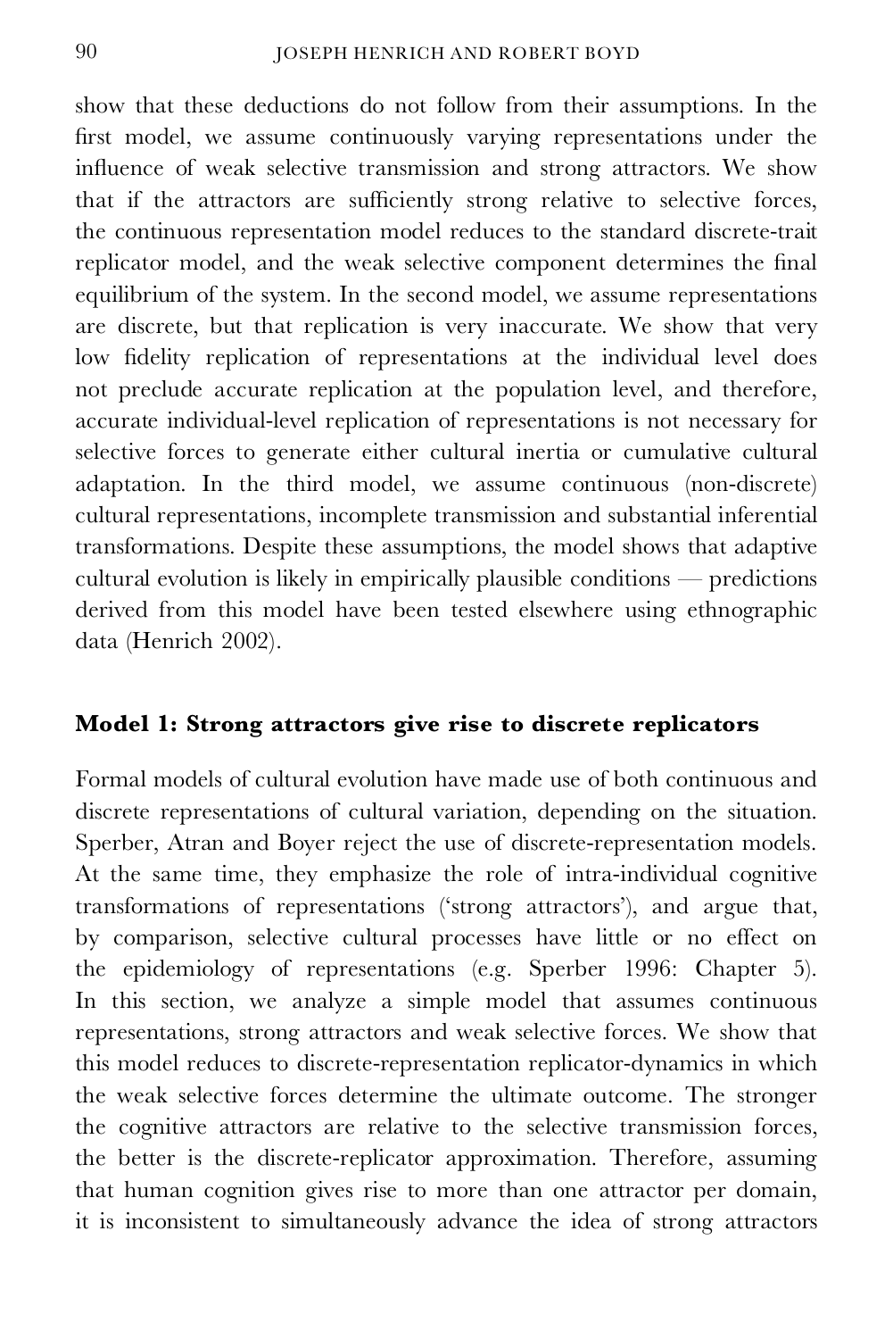show that these deductions do not follow from their assumptions. In the first model, we assume continuously varying representations under the influence of weak selective transmission and strong attractors. We show that if the attractors are sufficiently strong relative to selective forces, the continuous representation model reduces to the standard discrete-trait replicator model, and the weak selective component determines the final equilibrium of the system. In the second model, we assume representations are discrete, but that replication is very inaccurate. We show that very low fidelity replication of representations at the individual level does not preclude accurate replication at the population level, and therefore, accurate individual-level replication of representations is not necessary for selective forces to generate either cultural inertia or cumulative cultural adaptation. In the third model, we assume continuous (non-discrete) cultural representations, incomplete transmission and substantial inferential transformations. Despite these assumptions, the model shows that adaptive cultural evolution is likely in empirically plausible conditions — predictions derived from this model have been tested elsewhere using ethnographic data (Henrich 2002).

## Model 1: Strong attractors give rise to discrete replicators

Formal models of cultural evolution have made use of both continuous and discrete representations of cultural variation, depending on the situation. Sperber, Atran and Boyer reject the use of discrete-representation models. At the same time, they emphasize the role of intra-individual cognitive transformations of representations ('strong attractors'), and argue that, by comparison, selective cultural processes have little or no effect on the epidemiology of representations (e.g. Sperber 1996: Chapter 5). In this section, we analyze a simple model that assumes continuous representations, strong attractors and weak selective forces. We show that this model reduces to discrete-representation replicator-dynamics in which the weak selective forces determine the ultimate outcome. The stronger the cognitive attractors are relative to the selective transmission forces, the better is the discrete-replicator approximation. Therefore, assuming that human cognition gives rise to more than one attractor per domain, it is inconsistent to simultaneously advance the idea of strong attractors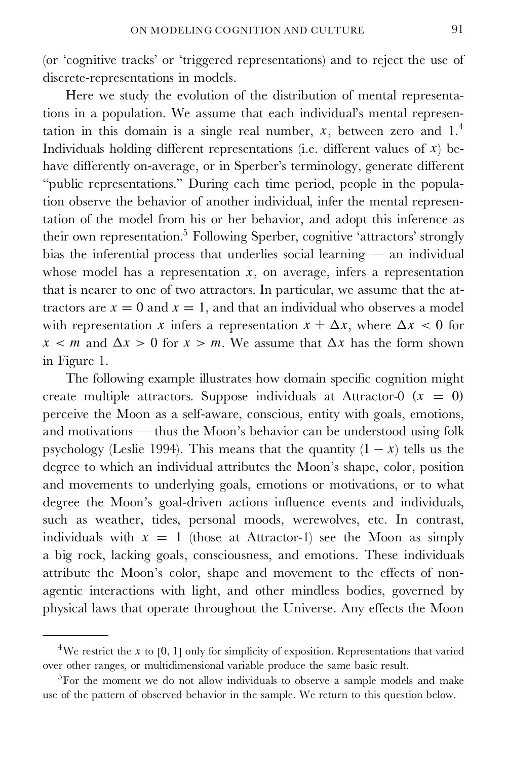(or 'cognitive tracks' or 'triggered representations) and to reject the use of discrete-representations in models.

Here we study the evolution of the distribution of mental representations in a population. We assume that each individual's mental representation in this domain is a single real number, $x$, between zero and 1.[4] Individuals holding different representations (i.e. different values of $x$) behave differently on-average, or in Sperber's terminology, generate different "public representations." During each time period, people in the population observe the behavior of another individual, infer the mental representation of the model from his or her behavior, and adopt this inference as their own representation.[5] Following Sperber, cognitive 'attractors' strongly bias the inferential process that underlies social learning — an individual whose model has a representation $x$, on average, infers a representation that is nearer to one of two attractors. In particular, we assume that the attractors are $x = 0$ and $x = 1$, and that an individual who observes a model with representation $x$ infers a representation $x + \Delta x$, where $\Delta x < 0$ for $x < m$ and $\Delta x > 0$ for $x > m$. We assume that $\Delta x$ has the form shown in Figure 1.

The following example illustrates how domain specific cognition might create multiple attractors. Suppose individuals at Attractor-0 ($x = 0$) perceive the Moon as a self-aware, conscious, entity with goals, emotions, and motivations — thus the Moon's behavior can be understood using folk psychology (Leslie 1994). This means that the quantity $(1 - x)$ tells us the degree to which an individual attributes the Moon's shape, color, position and movements to underlying goals, emotions or motivations, or to what degree the Moon's goal-driven actions influence events and individuals, such as weather, tides, personal moods, werewolves, etc. In contrast, individuals with $x = 1$ (those at Attractor-1) see the Moon as simply a big rock, lacking goals, consciousness, and emotions. These individuals attribute the Moon's color, shape and movement to the effects of non-agentic interactions with light, and other mindless bodies, governed by physical laws that operate throughout the Universe. Any effects the Moon

---

[4] We restrict the $x$ to $[0, 1]$ only for simplicity of exposition. Representations that varied over other ranges, or multidimensional variable produce the same basic result.

[5] For the moment we do not allow individuals to observe a sample models and make use of the pattern of observed behavior in the sample. We return to this question below.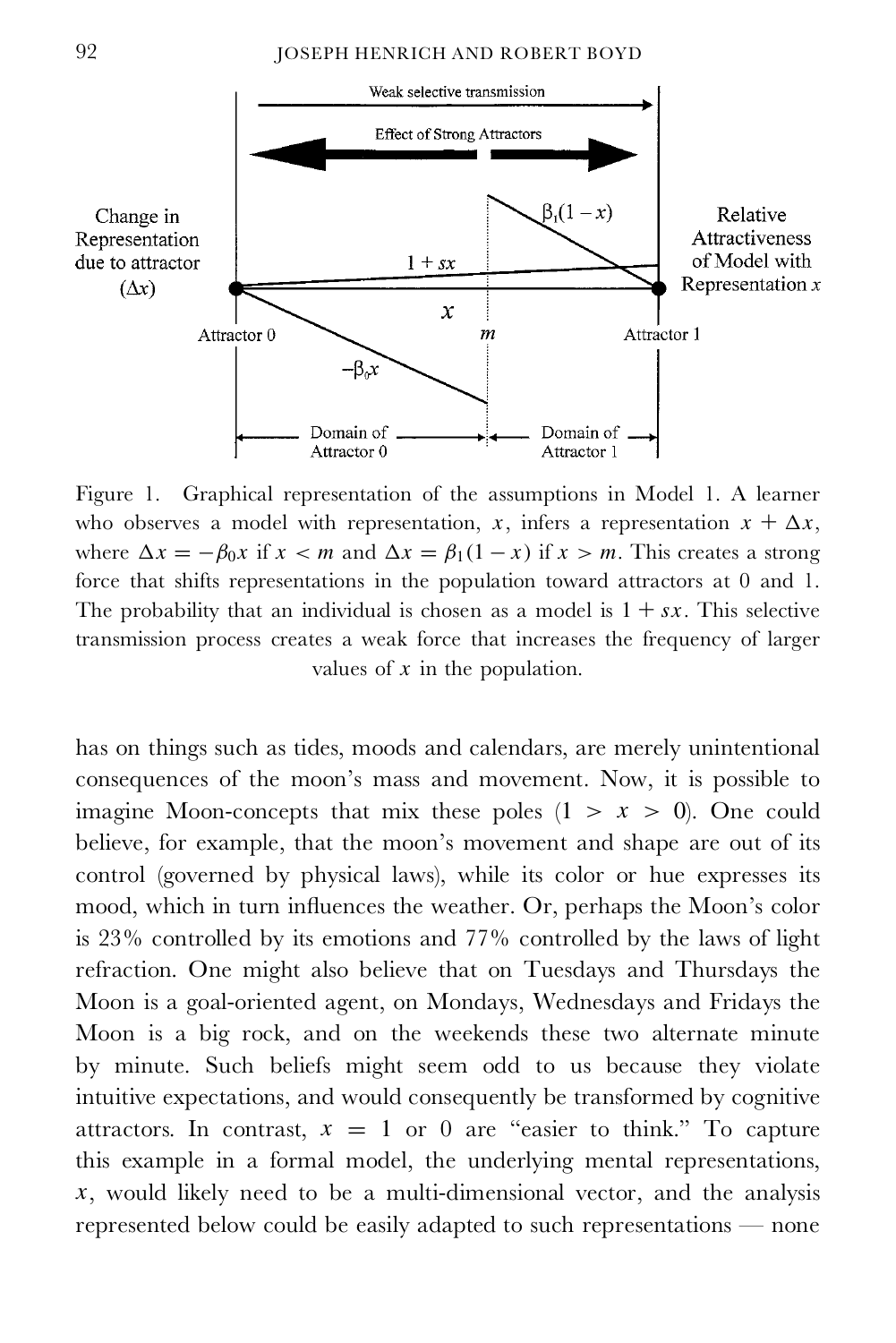Figure 1. Graphical representation of the assumptions in Model 1. A learner who observes a model with representation, $x$, infers a representation $x + \Delta x$, where $\Delta x = -\beta_0 x$ if $x < m$ and $\Delta x = \beta_1(1 - x)$ if $x > m$. This creates a strong force that shifts representations in the population toward attractors at 0 and 1. The probability that an individual is chosen as a model is $1 + sx$. This selective transmission process creates a weak force that increases the frequency of larger values of $x$ in the population.

has on things such as tides, moods and calendars, are merely unintentional consequences of the moon's mass and movement. Now, it is possible to imagine Moon-concepts that mix these poles ($1 > x > 0$). One could believe, for example, that the moon's movement and shape are out of its control (governed by physical laws), while its color or hue expresses its mood, which in turn influences the weather. Or, perhaps the Moon's color is 23% controlled by its emotions and 77% controlled by the laws of light refraction. One might also believe that on Tuesdays and Thursdays the Moon is a goal-oriented agent, on Mondays, Wednesdays and Fridays the Moon is a big rock, and on the weekends these two alternate minute by minute. Such beliefs might seem odd to us because they violate intuitive expectations, and would consequently be transformed by cognitive attractors. In contrast, $x = 1$ or $0$ are "easier to think." To capture this example in a formal model, the underlying mental representations, $x$, would likely need to be a multi-dimensional vector, and the analysis represented below could be easily adapted to such representations — none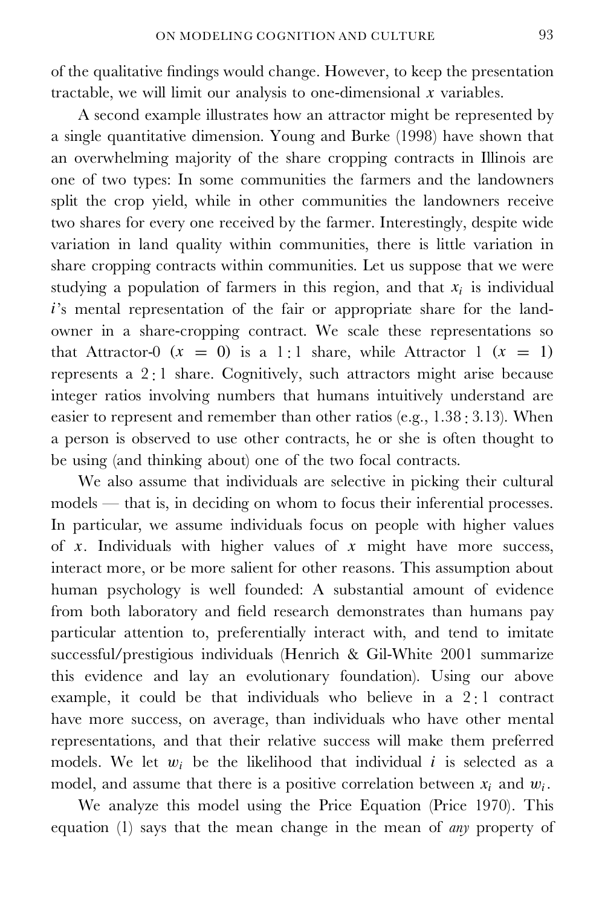of the qualitative findings would change. However, to keep the presentation tractable, we will limit our analysis to one-dimensional $x$ variables.

A second example illustrates how an attractor might be represented by a single quantitative dimension. Young and Burke (1998) have shown that an overwhelming majority of the share cropping contracts in Illinois are one of two types: In some communities the farmers and the landowners split the crop yield, while in other communities the landowners receive two shares for every one received by the farmer. Interestingly, despite wide variation in land quality within communities, there is little variation in share cropping contracts within communities. Let us suppose that we were studying a population of farmers in this region, and that $x_i$ is individual $i$'s mental representation of the fair or appropriate share for the landowner in a share-cropping contract. We scale these representations so that Attractor-0 ($x = 0$) is a 1 : 1 share, while Attractor 1 ($x = 1$) represents a 2 : 1 share. Cognitively, such attractors might arise because integer ratios involving numbers that humans intuitively understand are easier to represent and remember than other ratios (e.g., 1.38 : 3.13). When a person is observed to use other contracts, he or she is often thought to be using (and thinking about) one of the two focal contracts.

We also assume that individuals are selective in picking their cultural models — that is, in deciding on whom to focus their inferential processes. In particular, we assume individuals focus on people with higher values of $x$. Individuals with higher values of $x$ might have more success, interact more, or be more salient for other reasons. This assumption about human psychology is well founded: A substantial amount of evidence from both laboratory and field research demonstrates than humans pay particular attention to, preferentially interact with, and tend to imitate successful/prestigious individuals (Henrich & Gil-White 2001 summarize this evidence and lay an evolutionary foundation). Using our above example, it could be that individuals who believe in a 2 : 1 contract have more success, on average, than individuals who have other mental representations, and that their relative success will make them preferred models. We let $w_i$ be the likelihood that individual $i$ is selected as a model, and assume that there is a positive correlation between $x_i$ and $w_i$.

We analyze this model using the Price Equation (Price 1970). This equation (1) says that the mean change in the mean of *any* property of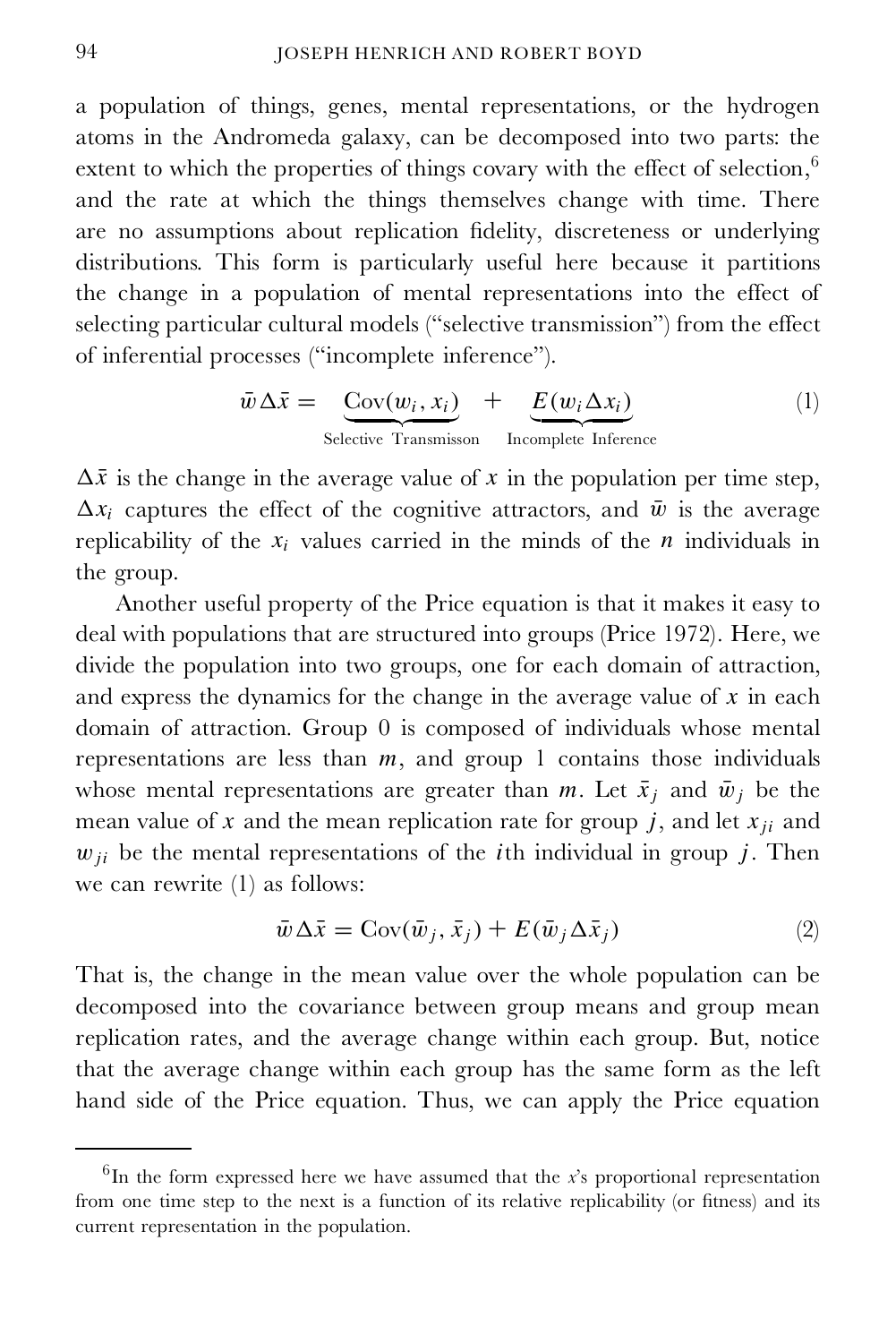a population of things, genes, mental representations, or the hydrogen atoms in the Andromeda galaxy, can be decomposed into two parts: the extent to which the properties of things covary with the effect of selection,[6] and the rate at which the things themselves change with time. There are no assumptions about replication fidelity, discreteness or underlying distributions. This form is particularly useful here because it partitions the change in a population of mental representations into the effect of selecting particular cultural models ("selective transmission") from the effect of inferential processes ("incomplete inference").

$$\bar{w}\Delta\bar{x} = \underbrace{\mathrm{Cov}(w_i, x_i)}_{\text{Selective Transmisson}} + \underbrace{E(w_i \Delta x_i)}_{\text{Incomplete Inference}} \tag{1}$$

$\Delta\bar{x}$ is the change in the average value of $x$ in the population per time step, $\Delta x_i$ captures the effect of the cognitive attractors, and $\bar{w}$ is the average replicability of the $x_i$ values carried in the minds of the $n$ individuals in the group.

Another useful property of the Price equation is that it makes it easy to deal with populations that are structured into groups (Price 1972). Here, we divide the population into two groups, one for each domain of attraction, and express the dynamics for the change in the average value of $x$ in each domain of attraction. Group 0 is composed of individuals whose mental representations are less than $m$, and group 1 contains those individuals whose mental representations are greater than $m$. Let $\bar{x}_j$ and $\bar{w}_j$ be the mean value of $x$ and the mean replication rate for group $j$, and let $x_{ji}$ and $w_{ji}$ be the mental representations of the $i$th individual in group $j$. Then we can rewrite (1) as follows:

$$\bar{w}\Delta\bar{x} = \mathrm{Cov}(\bar{w}_j, \bar{x}_j) + E(\bar{w}_j \Delta\bar{x}_j) \tag{2}$$

That is, the change in the mean value over the whole population can be decomposed into the covariance between group means and group mean replication rates, and the average change within each group. But, notice that the average change within each group has the same form as the left hand side of the Price equation. Thus, we can apply the Price equation

[6] In the form expressed here we have assumed that the $x$'s proportional representation from one time step to the next is a function of its relative replicability (or fitness) and its current representation in the population.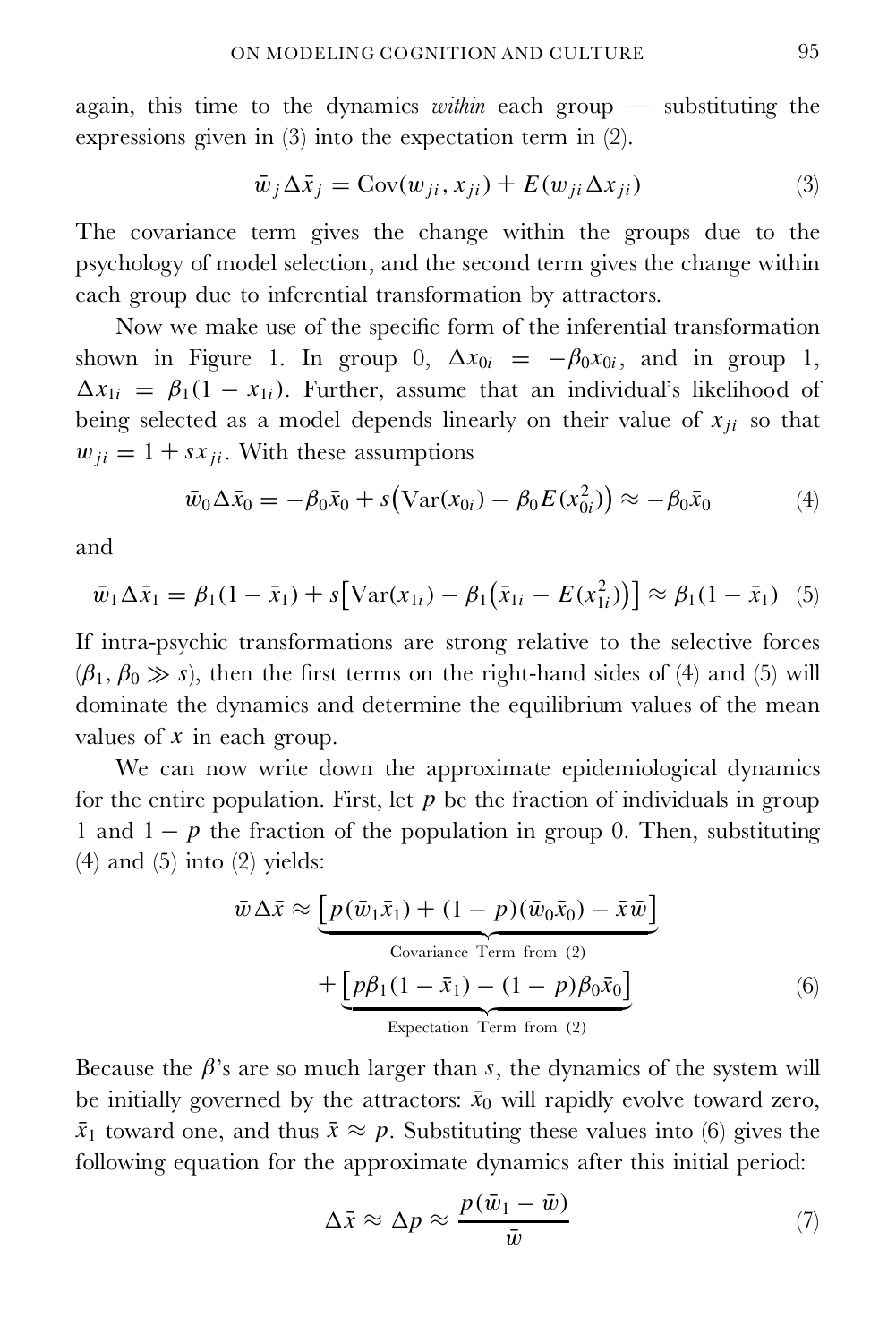again, this time to the dynamics *within* each group — substituting the expressions given in (3) into the expectation term in (2).

$$\bar{w}_j \Delta \bar{x}_j = \text{Cov}(w_{ji}, x_{ji}) + E(w_{ji} \Delta x_{ji}) \tag{3}$$

The covariance term gives the change within the groups due to the psychology of model selection, and the second term gives the change within each group due to inferential transformation by attractors.

Now we make use of the specific form of the inferential transformation shown in Figure 1. In group 0, $\Delta x_{0i} = -\beta_0 x_{0i}$, and in group 1, $\Delta x_{1i} = \beta_1(1 - x_{1i})$. Further, assume that an individual's likelihood of being selected as a model depends linearly on their value of $x_{ji}$ so that $w_{ji} = 1 + s x_{ji}$. With these assumptions

$$\bar{w}_0 \Delta \bar{x}_0 = -\beta_0 \bar{x}_0 + s\big(\text{Var}(x_{0i}) - \beta_0 E(x_{0i}^2)\big) \approx -\beta_0 \bar{x}_0 \tag{4}$$

and

$$\bar{w}_1 \Delta \bar{x}_1 = \beta_1(1 - \bar{x}_1) + s\big[\text{Var}(x_{1i}) - \beta_1\big(\bar{x}_{1i} - E(x_{1i}^2)\big)\big] \approx \beta_1(1 - \bar{x}_1) \tag{5}$$

If intra-psychic transformations are strong relative to the selective forces ($\beta_1, \beta_0 \gg s$), then the first terms on the right-hand sides of (4) and (5) will dominate the dynamics and determine the equilibrium values of the mean values of $x$ in each group.

We can now write down the approximate epidemiological dynamics for the entire population. First, let $p$ be the fraction of individuals in group 1 and $1 - p$ the fraction of the population in group 0. Then, substituting (4) and (5) into (2) yields:

$$\bar{w} \Delta \bar{x} \approx \underbrace{\big[p(\bar{w}_1 \bar{x}_1) + (1 - p)(\bar{w}_0 \bar{x}_0) - \bar{x}\bar{w}\big]}_{\text{Covariance Term from (2)}} + \underbrace{\big[p\beta_1(1 - \bar{x}_1) - (1 - p)\beta_0 \bar{x}_0\big]}_{\text{Expectation Term from (2)}} \tag{6}$$

Because the $\beta$'s are so much larger than $s$, the dynamics of the system will be initially governed by the attractors: $\bar{x}_0$ will rapidly evolve toward zero, $\bar{x}_1$ toward one, and thus $\bar{x} \approx p$. Substituting these values into (6) gives the following equation for the approximate dynamics after this initial period:

$$\Delta \bar{x} \approx \Delta p \approx \frac{p(\bar{w}_1 - \bar{w})}{\bar{w}} \tag{7}$$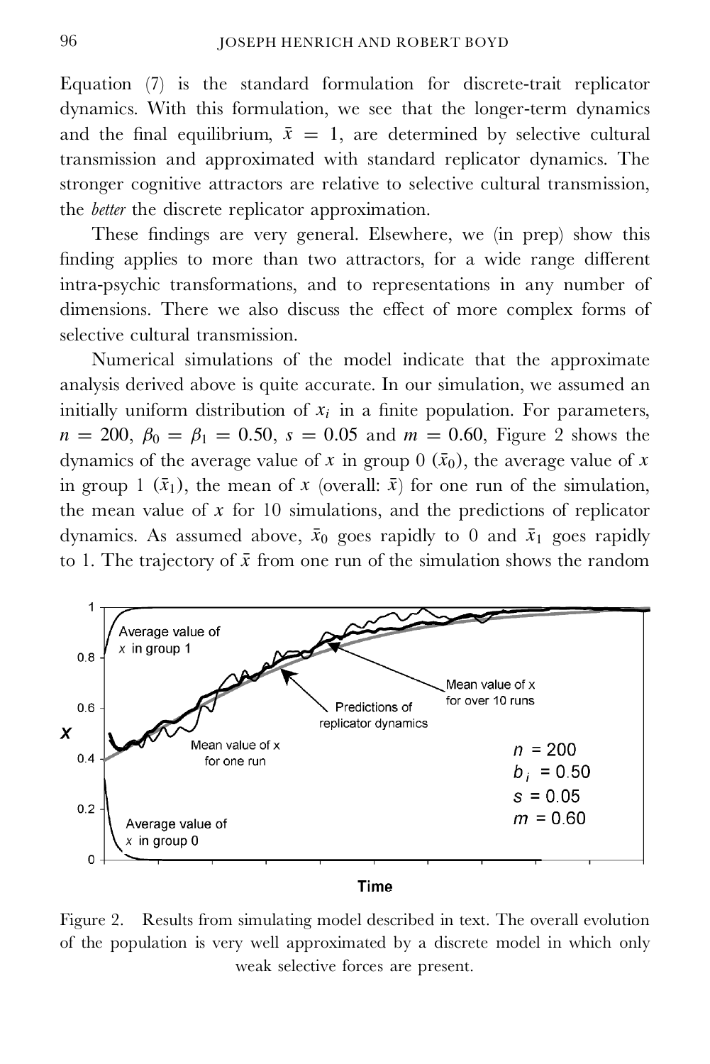Equation (7) is the standard formulation for discrete-trait replicator dynamics. With this formulation, we see that the longer-term dynamics and the final equilibrium, $\bar{x} = 1$, are determined by selective cultural transmission and approximated with standard replicator dynamics. The stronger cognitive attractors are relative to selective cultural transmission, the *better* the discrete replicator approximation.

These findings are very general. Elsewhere, we (in prep) show this finding applies to more than two attractors, for a wide range different intra-psychic transformations, and to representations in any number of dimensions. There we also discuss the effect of more complex forms of selective cultural transmission.

Numerical simulations of the model indicate that the approximate analysis derived above is quite accurate. In our simulation, we assumed an initially uniform distribution of $x_i$ in a finite population. For parameters, $n = 200$, $\beta_0 = \beta_1 = 0.50$, $s = 0.05$ and $m = 0.60$, Figure 2 shows the dynamics of the average value of $x$ in group 0 ($\bar{x}_0$), the average value of $x$ in group 1 ($\bar{x}_1$), the mean of $x$ (overall: $\bar{x}$) for one run of the simulation, the mean value of $x$ for 10 simulations, and the predictions of replicator dynamics. As assumed above, $\bar{x}_0$ goes rapidly to 0 and $\bar{x}_1$ goes rapidly to 1. The trajectory of $\bar{x}$ from one run of the simulation shows the random

Figure 2. Results from simulating model described in text. The overall evolution of the population is very well approximated by a discrete model in which only weak selective forces are present.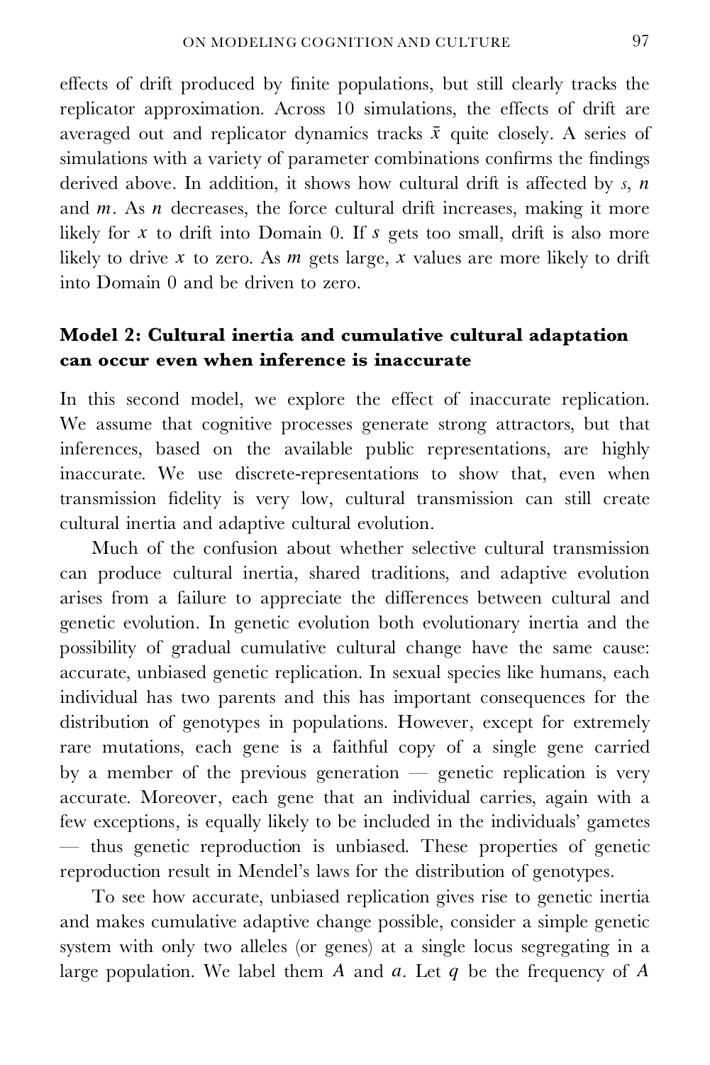effects of drift produced by finite populations, but still clearly tracks the replicator approximation. Across 10 simulations, the effects of drift are averaged out and replicator dynamics tracks $\bar{x}$ quite closely. A series of simulations with a variety of parameter combinations confirms the findings derived above. In addition, it shows how cultural drift is affected by $s$, $n$ and $m$. As $n$ decreases, the force cultural drift increases, making it more likely for $x$ to drift into Domain 0. If $s$ gets too small, drift is also more likely to drive $x$ to zero. As $m$ gets large, $x$ values are more likely to drift into Domain 0 and be driven to zero.

### Model 2: Cultural inertia and cumulative cultural adaptation can occur even when inference is inaccurate

In this second model, we explore the effect of inaccurate replication. We assume that cognitive processes generate strong attractors, but that inferences, based on the available public representations, are highly inaccurate. We use discrete-representations to show that, even when transmission fidelity is very low, cultural transmission can still create cultural inertia and adaptive cultural evolution.

Much of the confusion about whether selective cultural transmission can produce cultural inertia, shared traditions, and adaptive evolution arises from a failure to appreciate the differences between cultural and genetic evolution. In genetic evolution both evolutionary inertia and the possibility of gradual cumulative cultural change have the same cause: accurate, unbiased genetic replication. In sexual species like humans, each individual has two parents and this has important consequences for the distribution of genotypes in populations. However, except for extremely rare mutations, each gene is a faithful copy of a single gene carried by a member of the previous generation — genetic replication is very accurate. Moreover, each gene that an individual carries, again with a few exceptions, is equally likely to be included in the individuals' gametes — thus genetic reproduction is unbiased. These properties of genetic reproduction result in Mendel's laws for the distribution of genotypes.

To see how accurate, unbiased replication gives rise to genetic inertia and makes cumulative adaptive change possible, consider a simple genetic system with only two alleles (or genes) at a single locus segregating in a large population. We label them $A$ and $a$. Let $q$ be the frequency of $A$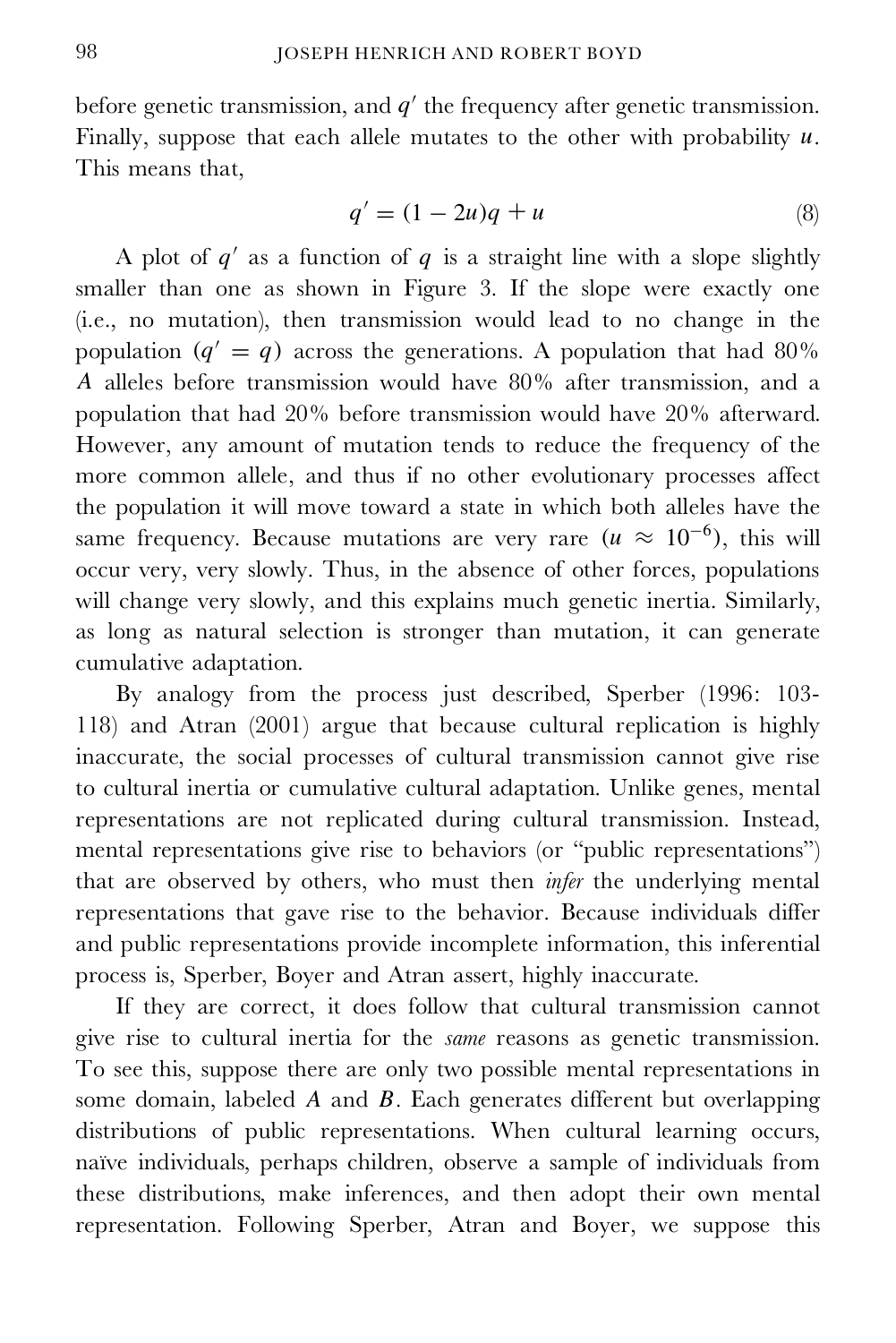before genetic transmission, and $q'$ the frequency after genetic transmission. Finally, suppose that each allele mutates to the other with probability $u$. This means that,

$$q' = (1 - 2u)q + u \tag{8}$$

A plot of $q'$ as a function of $q$ is a straight line with a slope slightly smaller than one as shown in Figure 3. If the slope were exactly one (i.e., no mutation), then transmission would lead to no change in the population ($q' = q$) across the generations. A population that had 80% $A$ alleles before transmission would have 80% after transmission, and a population that had 20% before transmission would have 20% afterward. However, any amount of mutation tends to reduce the frequency of the more common allele, and thus if no other evolutionary processes affect the population it will move toward a state in which both alleles have the same frequency. Because mutations are very rare ($u \approx 10^{-6}$), this will occur very, very slowly. Thus, in the absence of other forces, populations will change very slowly, and this explains much genetic inertia. Similarly, as long as natural selection is stronger than mutation, it can generate cumulative adaptation.

By analogy from the process just described, Sperber (1996: 103-118) and Atran (2001) argue that because cultural replication is highly inaccurate, the social processes of cultural transmission cannot give rise to cultural inertia or cumulative cultural adaptation. Unlike genes, mental representations are not replicated during cultural transmission. Instead, mental representations give rise to behaviors (or "public representations") that are observed by others, who must then *infer* the underlying mental representations that gave rise to the behavior. Because individuals differ and public representations provide incomplete information, this inferential process is, Sperber, Boyer and Atran assert, highly inaccurate.

If they are correct, it does follow that cultural transmission cannot give rise to cultural inertia for the *same* reasons as genetic transmission. To see this, suppose there are only two possible mental representations in some domain, labeled $A$ and $B$. Each generates different but overlapping distributions of public representations. When cultural learning occurs, naïve individuals, perhaps children, observe a sample of individuals from these distributions, make inferences, and then adopt their own mental representation. Following Sperber, Atran and Boyer, we suppose this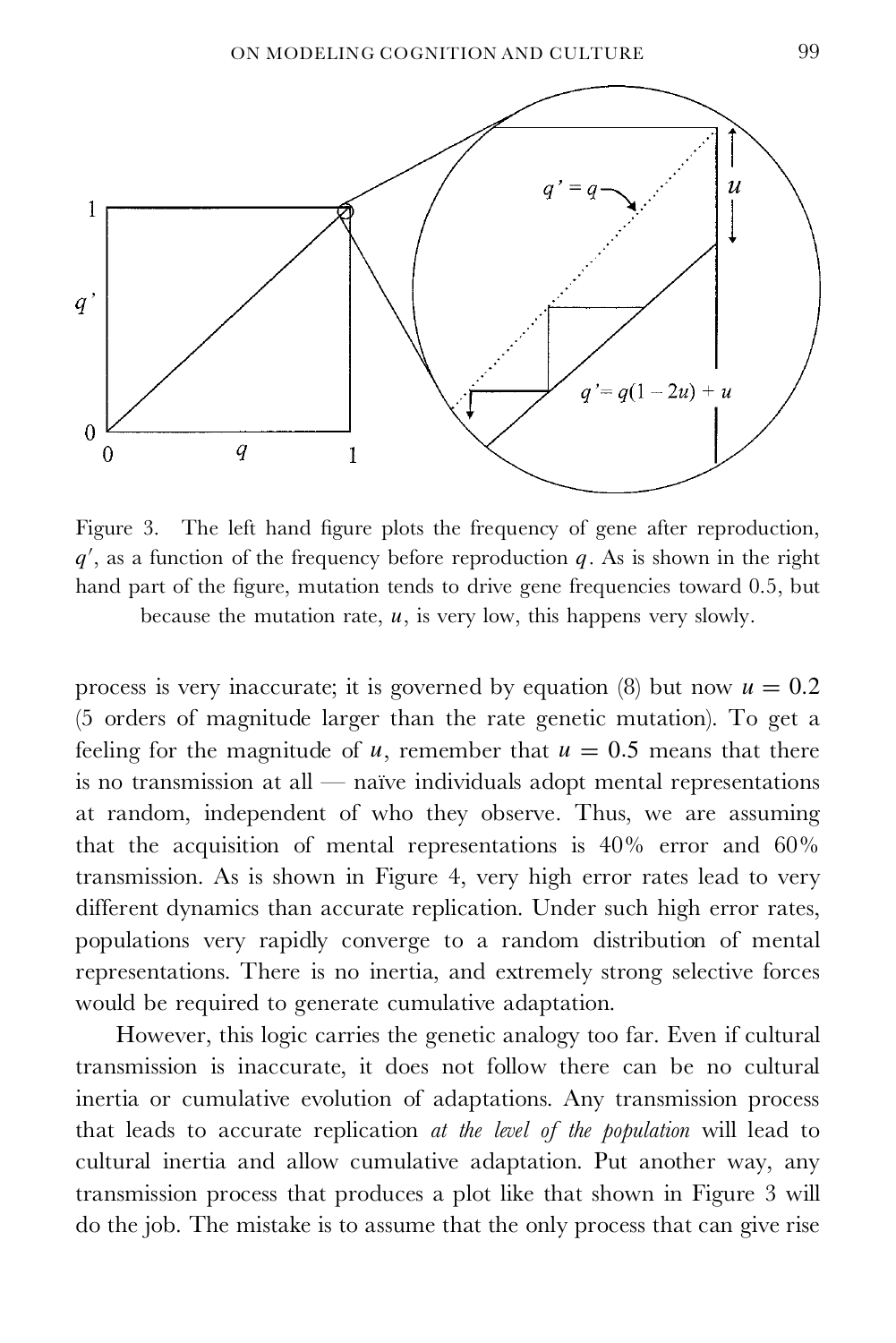Figure 3. The left hand figure plots the frequency of gene after reproduction, $q'$, as a function of the frequency before reproduction $q$. As is shown in the right hand part of the figure, mutation tends to drive gene frequencies toward 0.5, but because the mutation rate, $u$, is very low, this happens very slowly.

process is very inaccurate; it is governed by equation (8) but now $u = 0.2$ (5 orders of magnitude larger than the rate genetic mutation). To get a feeling for the magnitude of $u$, remember that $u = 0.5$ means that there is no transmission at all — naïve individuals adopt mental representations at random, independent of who they observe. Thus, we are assuming that the acquisition of mental representations is 40% error and 60% transmission. As is shown in Figure 4, very high error rates lead to very different dynamics than accurate replication. Under such high error rates, populations very rapidly converge to a random distribution of mental representations. There is no inertia, and extremely strong selective forces would be required to generate cumulative adaptation.

However, this logic carries the genetic analogy too far. Even if cultural transmission is inaccurate, it does not follow there can be no cultural inertia or cumulative evolution of adaptations. Any transmission process that leads to accurate replication *at the level of the population* will lead to cultural inertia and allow cumulative adaptation. Put another way, any transmission process that produces a plot like that shown in Figure 3 will do the job. The mistake is to assume that the only process that can give rise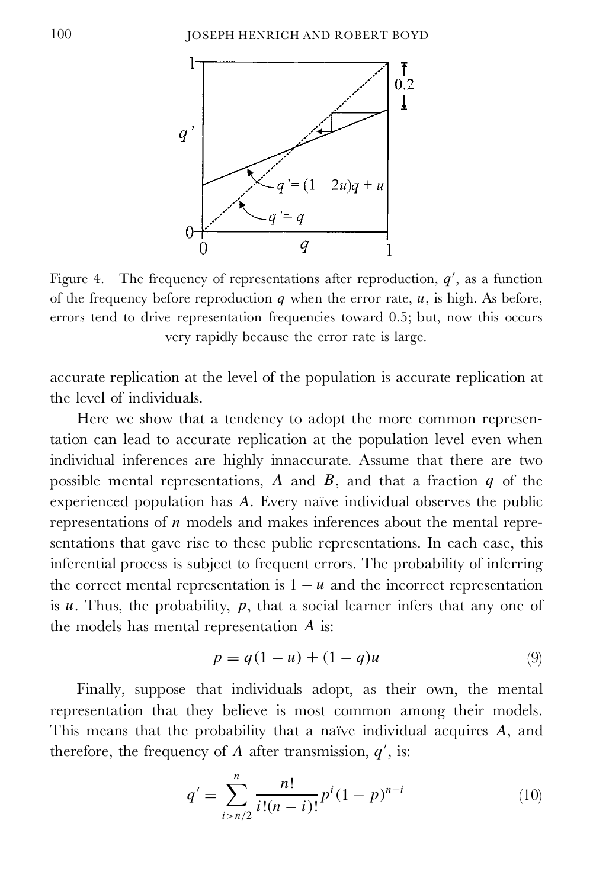Figure 4. The frequency of representations after reproduction, $q'$, as a function of the frequency before reproduction $q$ when the error rate, $u$, is high. As before, errors tend to drive representation frequencies toward 0.5; but, now this occurs very rapidly because the error rate is large.

accurate replication at the level of the population is accurate replication at the level of individuals.

Here we show that a tendency to adopt the more common representation can lead to accurate replication at the population level even when individual inferences are highly innaccurate. Assume that there are two possible mental representations, $A$ and $B$, and that a fraction $q$ of the experienced population has $A$. Every naïve individual observes the public representations of $n$ models and makes inferences about the mental representations that gave rise to these public representations. In each case, this inferential process is subject to frequent errors. The probability of inferring the correct mental representation is $1 - u$ and the incorrect representation is $u$. Thus, the probability, $p$, that a social learner infers that any one of the models has mental representation $A$ is:

$$p = q(1 - u) + (1 - q)u \tag{9}$$

Finally, suppose that individuals adopt, as their own, the mental representation that they believe is most common among their models. This means that the probability that a naïve individual acquires $A$, and therefore, the frequency of $A$ after transmission, $q'$, is:

$$q' = \sum_{i > n/2}^{n} \frac{n!}{i!(n-i)!} p^i (1 - p)^{n-i} \tag{10}$$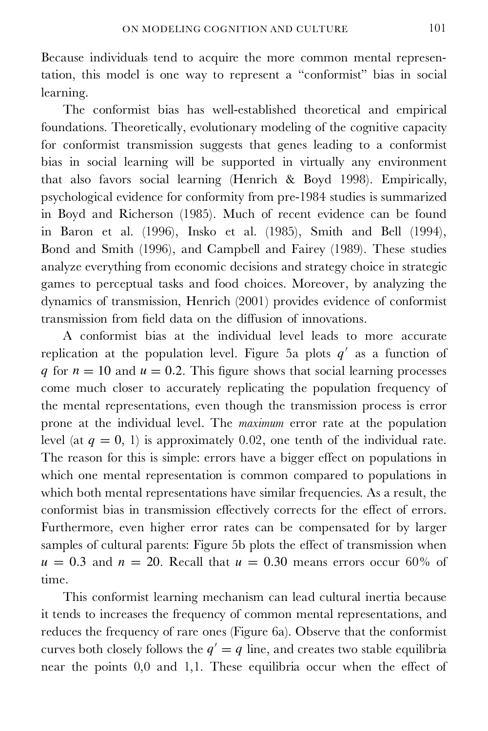Because individuals tend to acquire the more common mental representation, this model is one way to represent a "conformist" bias in social learning.

The conformist bias has well-established theoretical and empirical foundations. Theoretically, evolutionary modeling of the cognitive capacity for conformist transmission suggests that genes leading to a conformist bias in social learning will be supported in virtually any environment that also favors social learning (Henrich & Boyd 1998). Empirically, psychological evidence for conformity from pre-1984 studies is summarized in Boyd and Richerson (1985). Much of recent evidence can be found in Baron et al. (1996), Insko et al. (1985), Smith and Bell (1994), Bond and Smith (1996), and Campbell and Fairey (1989). These studies analyze everything from economic decisions and strategy choice in strategic games to perceptual tasks and food choices. Moreover, by analyzing the dynamics of transmission, Henrich (2001) provides evidence of conformist transmission from field data on the diffusion of innovations.

A conformist bias at the individual level leads to more accurate replication at the population level. Figure 5a plots $q'$ as a function of $q$ for $n = 10$ and $u = 0.2$. This figure shows that social learning processes come much closer to accurately replicating the population frequency of the mental representations, even though the transmission process is error prone at the individual level. The *maximum* error rate at the population level (at $q = 0, 1$) is approximately 0.02, one tenth of the individual rate. The reason for this is simple: errors have a bigger effect on populations in which one mental representation is common compared to populations in which both mental representations have similar frequencies. As a result, the conformist bias in transmission effectively corrects for the effect of errors. Furthermore, even higher error rates can be compensated for by larger samples of cultural parents: Figure 5b plots the effect of transmission when $u = 0.3$ and $n = 20$. Recall that $u = 0.30$ means errors occur 60% of time.

This conformist learning mechanism can lead cultural inertia because it tends to increases the frequency of common mental representations, and reduces the frequency of rare ones (Figure 6a). Observe that the conformist curves both closely follows the $q' = q$ line, and creates two stable equilibria near the points 0,0 and 1,1. These equilibria occur when the effect of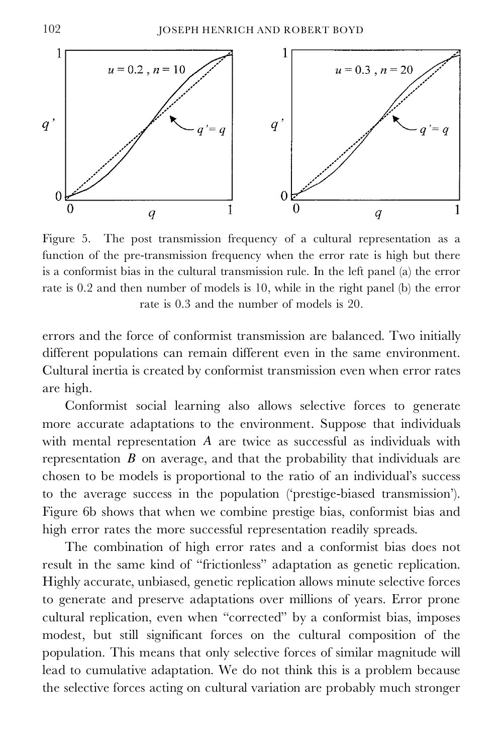Figure 5. The post transmission frequency of a cultural representation as a function of the pre-transmission frequency when the error rate is high but there is a conformist bias in the cultural transmission rule. In the left panel (a) the error rate is 0.2 and then number of models is 10, while in the right panel (b) the error rate is 0.3 and the number of models is 20.

errors and the force of conformist transmission are balanced. Two initially different populations can remain different even in the same environment. Cultural inertia is created by conformist transmission even when error rates are high.

Conformist social learning also allows selective forces to generate more accurate adaptations to the environment. Suppose that individuals with mental representation $A$ are twice as successful as individuals with representation $B$ on average, and that the probability that individuals are chosen to be models is proportional to the ratio of an individual's success to the average success in the population ('prestige-biased transmission'). Figure 6b shows that when we combine prestige bias, conformist bias and high error rates the more successful representation readily spreads.

The combination of high error rates and a conformist bias does not result in the same kind of "frictionless" adaptation as genetic replication. Highly accurate, unbiased, genetic replication allows minute selective forces to generate and preserve adaptations over millions of years. Error prone cultural replication, even when "corrected" by a conformist bias, imposes modest, but still significant forces on the cultural composition of the population. This means that only selective forces of similar magnitude will lead to cumulative adaptation. We do not think this is a problem because the selective forces acting on cultural variation are probably much stronger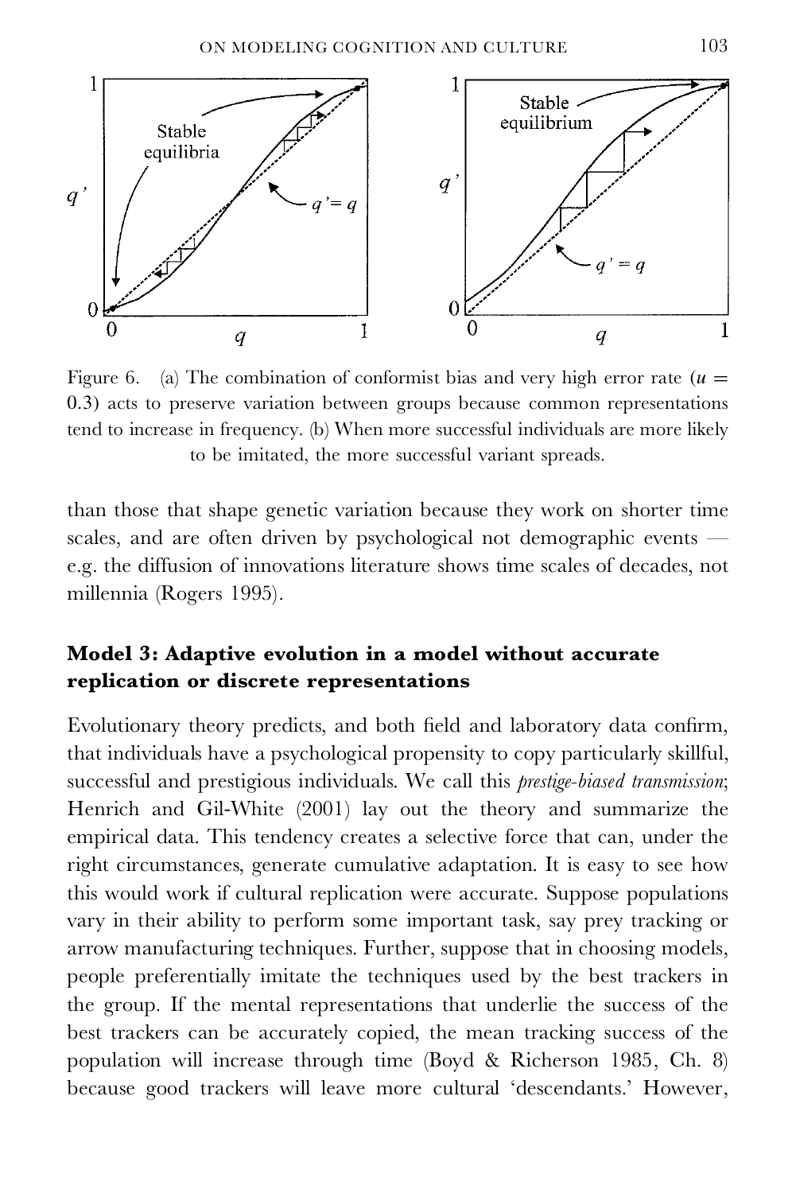Figure 6. (a) The combination of conformist bias and very high error rate ($u = 0.3$) acts to preserve variation between groups because common representations tend to increase in frequency. (b) When more successful individuals are more likely to be imitated, the more successful variant spreads.

than those that shape genetic variation because they work on shorter time scales, and are often driven by psychological not demographic events — e.g. the diffusion of innovations literature shows time scales of decades, not millennia (Rogers 1995).

### Model 3: Adaptive evolution in a model without accurate replication or discrete representations

Evolutionary theory predicts, and both field and laboratory data confirm, that individuals have a psychological propensity to copy particularly skillful, successful and prestigious individuals. We call this *prestige-biased transmission*; Henrich and Gil-White (2001) lay out the theory and summarize the empirical data. This tendency creates a selective force that can, under the right circumstances, generate cumulative adaptation. It is easy to see how this would work if cultural replication were accurate. Suppose populations vary in their ability to perform some important task, say prey tracking or arrow manufacturing techniques. Further, suppose that in choosing models, people preferentially imitate the techniques used by the best trackers in the group. If the mental representations that underlie the success of the best trackers can be accurately copied, the mean tracking success of the population will increase through time (Boyd & Richerson 1985, Ch. 8) because good trackers will leave more cultural 'descendants.' However,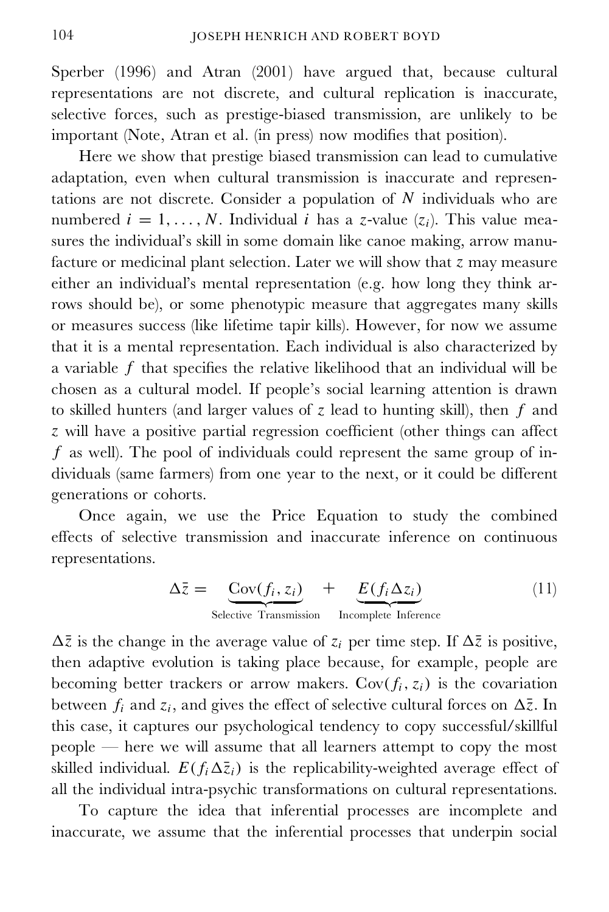Sperber (1996) and Atran (2001) have argued that, because cultural representations are not discrete, and cultural replication is inaccurate, selective forces, such as prestige-biased transmission, are unlikely to be important (Note, Atran et al. (in press) now modifies that position).

Here we show that prestige biased transmission can lead to cumulative adaptation, even when cultural transmission is inaccurate and representations are not discrete. Consider a population of $N$ individuals who are numbered $i = 1, \ldots, N$. Individual $i$ has a $z$-value ($z_i$). This value measures the individual's skill in some domain like canoe making, arrow manufacture or medicinal plant selection. Later we will show that $z$ may measure either an individual's mental representation (e.g. how long they think arrows should be), or some phenotypic measure that aggregates many skills or measures success (like lifetime tapir kills). However, for now we assume that it is a mental representation. Each individual is also characterized by a variable $f$ that specifies the relative likelihood that an individual will be chosen as a cultural model. If people's social learning attention is drawn to skilled hunters (and larger values of $z$ lead to hunting skill), then $f$ and $z$ will have a positive partial regression coefficient (other things can affect $f$ as well). The pool of individuals could represent the same group of individuals (same farmers) from one year to the next, or it could be different generations or cohorts.

Once again, we use the Price Equation to study the combined effects of selective transmission and inaccurate inference on continuous representations.

$$\Delta \bar{z} = \underbrace{\text{Cov}(f_i, z_i)}_{\text{Selective Transmission}} + \underbrace{E(f_i \Delta z_i)}_{\text{Incomplete Inference}} \tag{11}$$

$\Delta \bar{z}$ is the change in the average value of $z_i$ per time step. If $\Delta \bar{z}$ is positive, then adaptive evolution is taking place because, for example, people are becoming better trackers or arrow makers. $\text{Cov}(f_i, z_i)$ is the covariation between $f_i$ and $z_i$, and gives the effect of selective cultural forces on $\Delta \bar{z}$. In this case, it captures our psychological tendency to copy successful/skillful people — here we will assume that all learners attempt to copy the most skilled individual. $E(f_i \Delta \bar{z}_i)$ is the replicability-weighted average effect of all the individual intra-psychic transformations on cultural representations.

To capture the idea that inferential processes are incomplete and inaccurate, we assume that the inferential processes that underpin social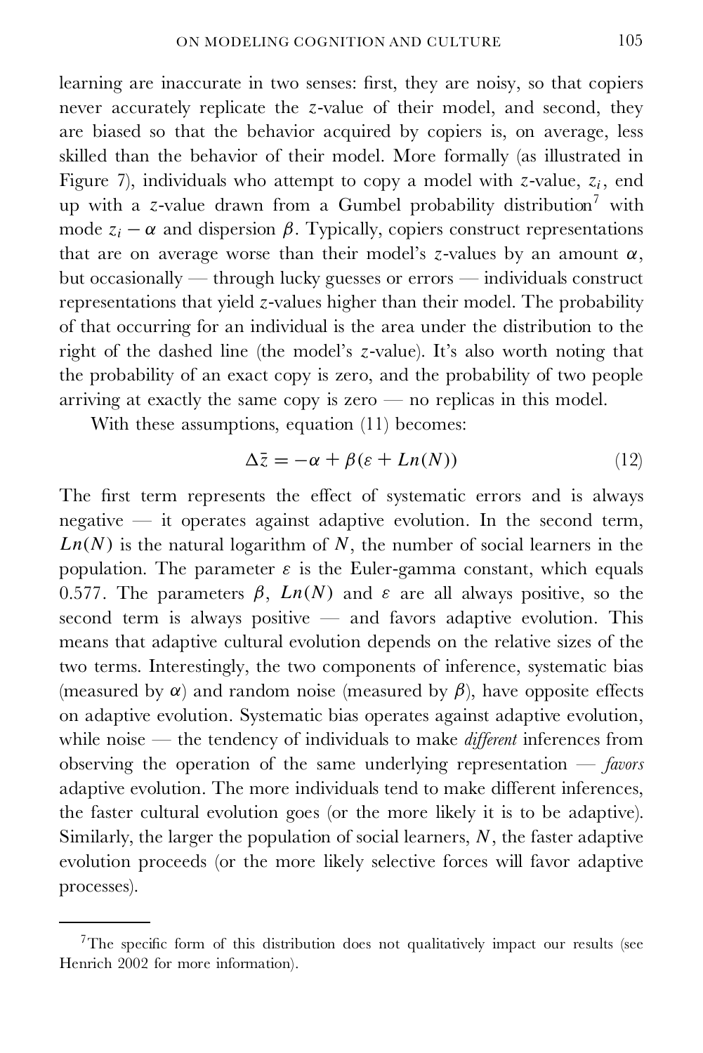learning are inaccurate in two senses: first, they are noisy, so that copiers never accurately replicate the $z$-value of their model, and second, they are biased so that the behavior acquired by copiers is, on average, less skilled than the behavior of their model. More formally (as illustrated in Figure 7), individuals who attempt to copy a model with $z$-value, $z_i$, end up with a $z$-value drawn from a Gumbel probability distribution[7] with mode $z_i - \alpha$ and dispersion $\beta$. Typically, copiers construct representations that are on average worse than their model's $z$-values by an amount $\alpha$, but occasionally — through lucky guesses or errors — individuals construct representations that yield $z$-values higher than their model. The probability of that occurring for an individual is the area under the distribution to the right of the dashed line (the model's $z$-value). It's also worth noting that the probability of an exact copy is zero, and the probability of two people arriving at exactly the same copy is zero — no replicas in this model.

With these assumptions, equation (11) becomes:

$$\Delta\bar{z} = -\alpha + \beta(\varepsilon + Ln(N)) \tag{12}$$

The first term represents the effect of systematic errors and is always negative — it operates against adaptive evolution. In the second term, $Ln(N)$ is the natural logarithm of $N$, the number of social learners in the population. The parameter $\varepsilon$ is the Euler-gamma constant, which equals 0.577. The parameters $\beta$, $Ln(N)$ and $\varepsilon$ are all always positive, so the second term is always positive — and favors adaptive evolution. This means that adaptive cultural evolution depends on the relative sizes of the two terms. Interestingly, the two components of inference, systematic bias (measured by $\alpha$) and random noise (measured by $\beta$), have opposite effects on adaptive evolution. Systematic bias operates against adaptive evolution, while noise — the tendency of individuals to make *different* inferences from observing the operation of the same underlying representation — *favors* adaptive evolution. The more individuals tend to make different inferences, the faster cultural evolution goes (or the more likely it is to be adaptive). Similarly, the larger the population of social learners, $N$, the faster adaptive evolution proceeds (or the more likely selective forces will favor adaptive processes).

---

[7] The specific form of this distribution does not qualitatively impact our results (see Henrich 2002 for more information).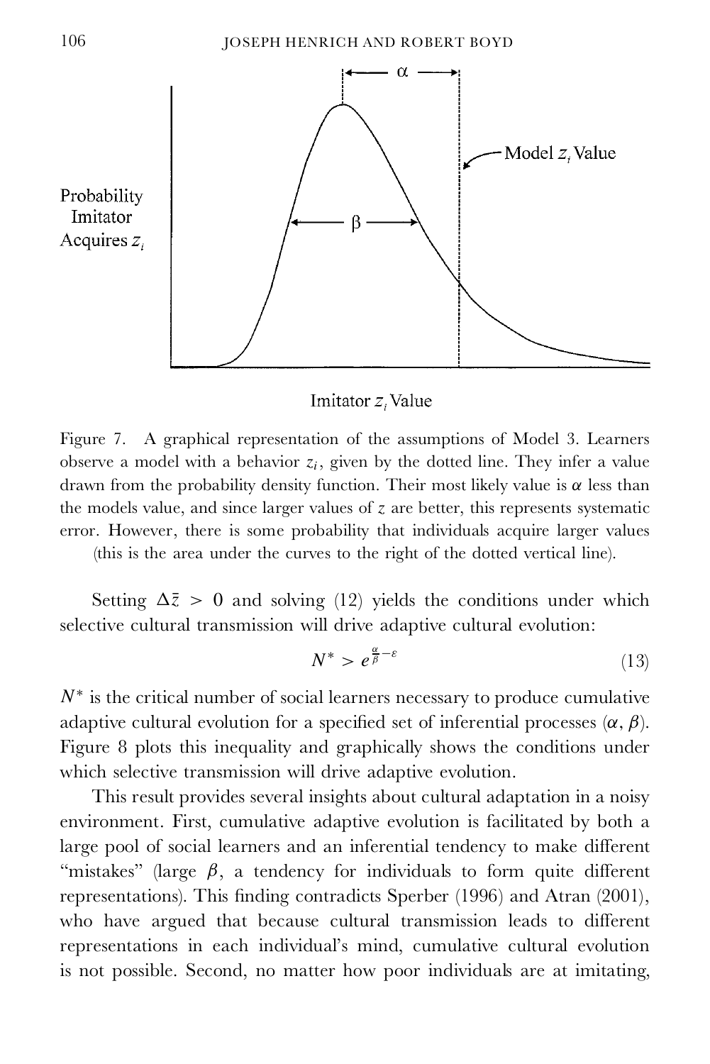Figure 7. A graphical representation of the assumptions of Model 3. Learners observe a model with a behavior $z_i$, given by the dotted line. They infer a value drawn from the probability density function. Their most likely value is $\alpha$ less than the models value, and since larger values of $z$ are better, this represents systematic error. However, there is some probability that individuals acquire larger values (this is the area under the curves to the right of the dotted vertical line).

Setting $\Delta\bar{z} > 0$ and solving (12) yields the conditions under which selective cultural transmission will drive adaptive cultural evolution:

$$N^* > e^{\frac{\alpha}{\beta} - \varepsilon} \tag{13}$$

$N^*$ is the critical number of social learners necessary to produce cumulative adaptive cultural evolution for a specified set of inferential processes ($\alpha$, $\beta$). Figure 8 plots this inequality and graphically shows the conditions under which selective transmission will drive adaptive evolution.

This result provides several insights about cultural adaptation in a noisy environment. First, cumulative adaptive evolution is facilitated by both a large pool of social learners and an inferential tendency to make different "mistakes" (large $\beta$, a tendency for individuals to form quite different representations). This finding contradicts Sperber (1996) and Atran (2001), who have argued that because cultural transmission leads to different representations in each individual's mind, cumulative cultural evolution is not possible. Second, no matter how poor individuals are at imitating,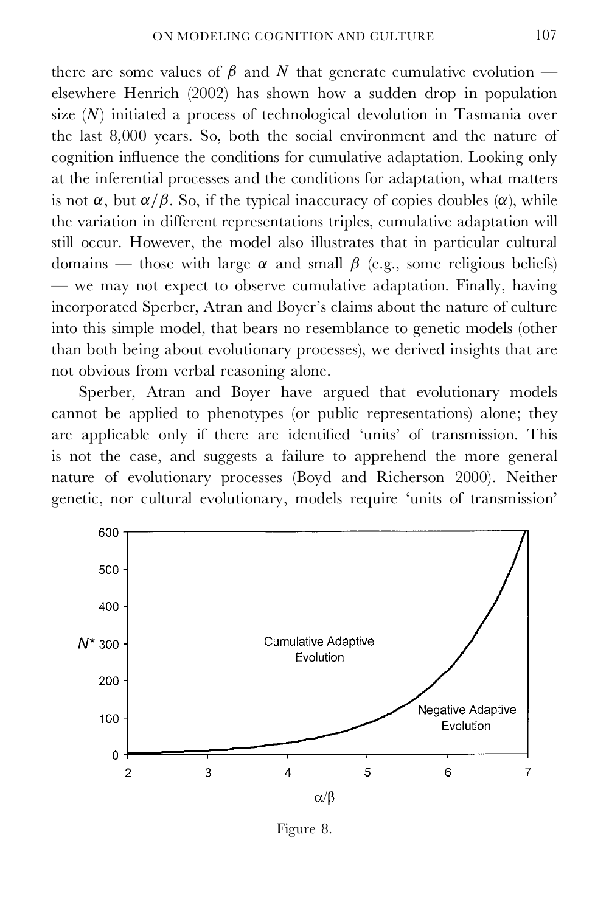there are some values of $\beta$ and $N$ that generate cumulative evolution — elsewhere Henrich (2002) has shown how a sudden drop in population size ($N$) initiated a process of technological devolution in Tasmania over the last 8,000 years. So, both the social environment and the nature of cognition influence the conditions for cumulative adaptation. Looking only at the inferential processes and the conditions for adaptation, what matters is not $\alpha$, but $\alpha/\beta$. So, if the typical inaccuracy of copies doubles ($\alpha$), while the variation in different representations triples, cumulative adaptation will still occur. However, the model also illustrates that in particular cultural domains — those with large $\alpha$ and small $\beta$ (e.g., some religious beliefs) — we may not expect to observe cumulative adaptation. Finally, having incorporated Sperber, Atran and Boyer's claims about the nature of culture into this simple model, that bears no resemblance to genetic models (other than both being about evolutionary processes), we derived insights that are not obvious from verbal reasoning alone.

Sperber, Atran and Boyer have argued that evolutionary models cannot be applied to phenotypes (or public representations) alone; they are applicable only if there are identified 'units' of transmission. This is not the case, and suggests a failure to apprehend the more general nature of evolutionary processes (Boyd and Richerson 2000). Neither genetic, nor cultural evolutionary, models require 'units of transmission'

Figure 8.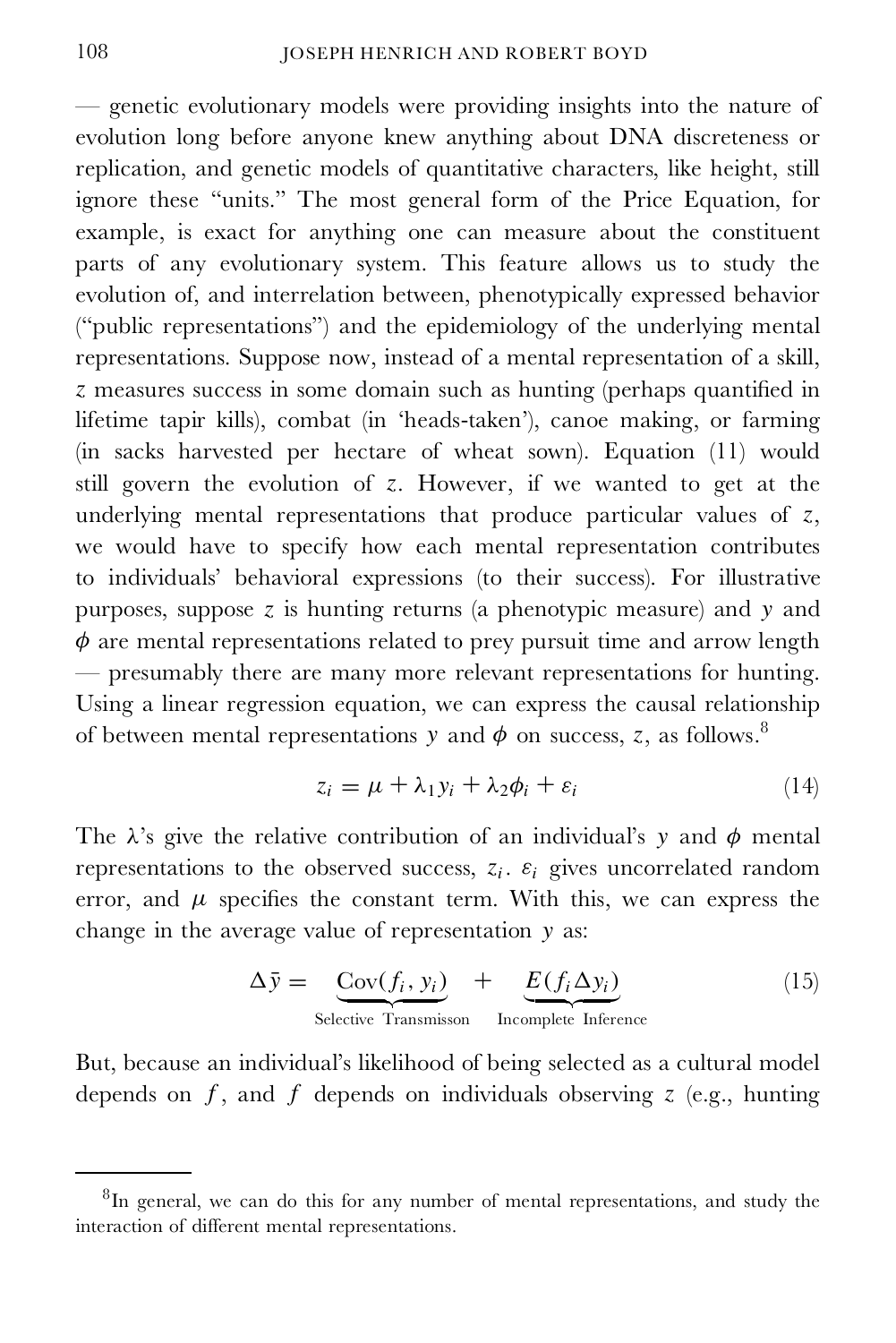— genetic evolutionary models were providing insights into the nature of evolution long before anyone knew anything about DNA discreteness or replication, and genetic models of quantitative characters, like height, still ignore these "units." The most general form of the Price Equation, for example, is exact for anything one can measure about the constituent parts of any evolutionary system. This feature allows us to study the evolution of, and interrelation between, phenotypically expressed behavior ("public representations") and the epidemiology of the underlying mental representations. Suppose now, instead of a mental representation of a skill, $z$ measures success in some domain such as hunting (perhaps quantified in lifetime tapir kills), combat (in 'heads-taken'), canoe making, or farming (in sacks harvested per hectare of wheat sown). Equation (11) would still govern the evolution of $z$. However, if we wanted to get at the underlying mental representations that produce particular values of $z$, we would have to specify how each mental representation contributes to individuals' behavioral expressions (to their success). For illustrative purposes, suppose $z$ is hunting returns (a phenotypic measure) and $y$ and $\phi$ are mental representations related to prey pursuit time and arrow length — presumably there are many more relevant representations for hunting. Using a linear regression equation, we can express the causal relationship of between mental representations $y$ and $\phi$ on success, $z$, as follows.[8]

$$z_i = \mu + \lambda_1 y_i + \lambda_2 \phi_i + \varepsilon_i \tag{14}$$

The $\lambda$'s give the relative contribution of an individual's $y$ and $\phi$ mental representations to the observed success, $z_i$. $\varepsilon_i$ gives uncorrelated random error, and $\mu$ specifies the constant term. With this, we can express the change in the average value of representation $y$ as:

$$\Delta \bar{y} = \underbrace{\text{Cov}(f_i, y_i)}_{\text{Selective Transmisson}} + \underbrace{E(f_i \Delta y_i)}_{\text{Incomplete Inference}} \tag{15}$$

But, because an individual's likelihood of being selected as a cultural model depends on $f$, and $f$ depends on individuals observing $z$ (e.g., hunting

[8] In general, we can do this for any number of mental representations, and study the interaction of different mental representations.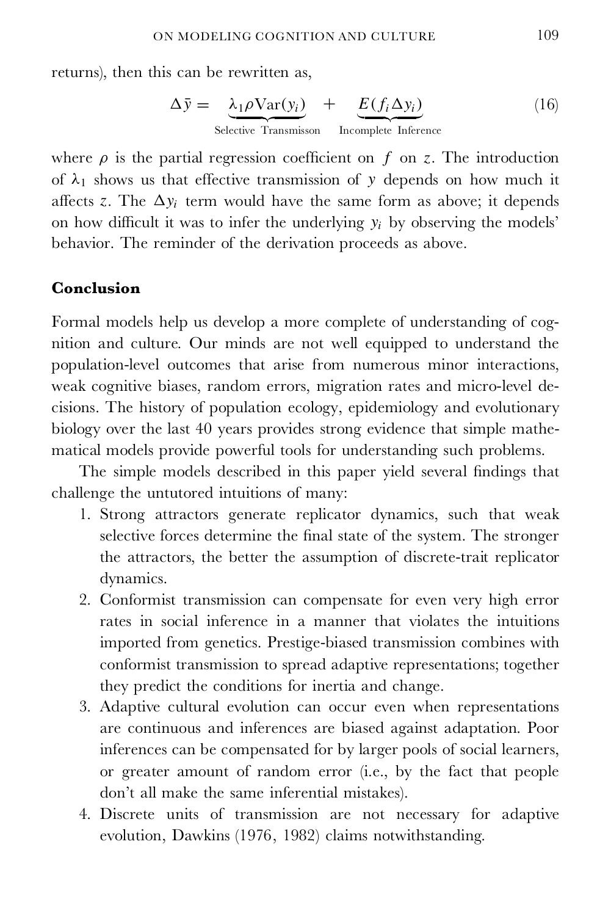returns), then this can be rewritten as,

$$\Delta \bar{y} = \underbrace{\lambda_1 \rho \text{Var}(y_i)}_{\text{Selective Transmisson}} + \underbrace{E(f_i \Delta y_i)}_{\text{Incomplete Inference}} \tag{16}$$

where $\rho$ is the partial regression coefficient on $f$ on $z$. The introduction of $\lambda_1$ shows us that effective transmission of $y$ depends on how much it affects $z$. The $\Delta y_i$ term would have the same form as above; it depends on how difficult it was to infer the underlying $y_i$ by observing the models' behavior. The reminder of the derivation proceeds as above.

## Conclusion

Formal models help us develop a more complete of understanding of cognition and culture. Our minds are not well equipped to understand the population-level outcomes that arise from numerous minor interactions, weak cognitive biases, random errors, migration rates and micro-level decisions. The history of population ecology, epidemiology and evolutionary biology over the last 40 years provides strong evidence that simple mathematical models provide powerful tools for understanding such problems.

The simple models described in this paper yield several findings that challenge the untutored intuitions of many:

1. Strong attractors generate replicator dynamics, such that weak selective forces determine the final state of the system. The stronger the attractors, the better the assumption of discrete-trait replicator dynamics.
2. Conformist transmission can compensate for even very high error rates in social inference in a manner that violates the intuitions imported from genetics. Prestige-biased transmission combines with conformist transmission to spread adaptive representations; together they predict the conditions for inertia and change.
3. Adaptive cultural evolution can occur even when representations are continuous and inferences are biased against adaptation. Poor inferences can be compensated for by larger pools of social learners, or greater amount of random error (i.e., by the fact that people don't all make the same inferential mistakes).
4. Discrete units of transmission are not necessary for adaptive evolution, Dawkins (1976, 1982) claims notwithstanding.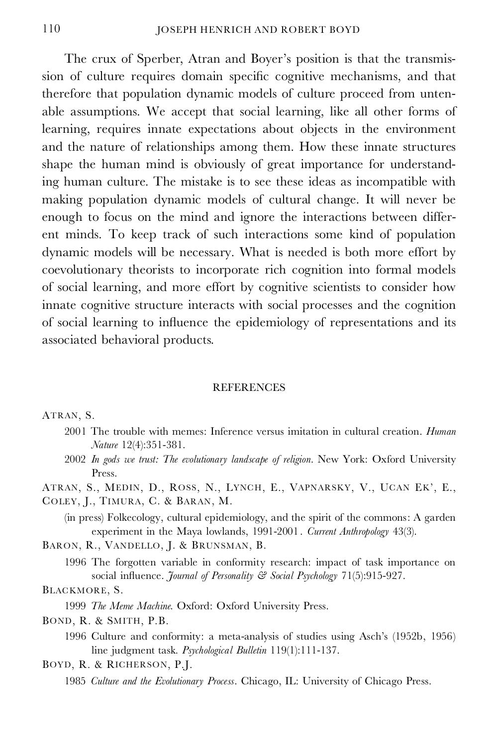The crux of Sperber, Atran and Boyer's position is that the transmission of culture requires domain specific cognitive mechanisms, and that therefore that population dynamic models of culture proceed from untenable assumptions. We accept that social learning, like all other forms of learning, requires innate expectations about objects in the environment and the nature of relationships among them. How these innate structures shape the human mind is obviously of great importance for understanding human culture. The mistake is to see these ideas as incompatible with making population dynamic models of cultural change. It will never be enough to focus on the mind and ignore the interactions between different minds. To keep track of such interactions some kind of population dynamic models will be necessary. What is needed is both more effort by coevolutionary theorists to incorporate rich cognition into formal models of social learning, and more effort by cognitive scientists to consider how innate cognitive structure interacts with social processes and the cognition of social learning to influence the epidemiology of representations and its associated behavioral products.

## REFERENCES

ATRAN, S.

2001 The trouble with memes: Inference versus imitation in cultural creation. *Human Nature* 12(4):351-381.

2002 *In gods we trust: The evolutionary landscape of religion*. New York: Oxford University Press.

ATRAN, S., MEDIN, D., ROSS, N., LYNCH, E., VAPNARSKY, V., UCAN EK', E., COLEY, J., TIMURA, C. & BARAN, M.

(in press) Folkecology, cultural epidemiology, and the spirit of the commons: A garden experiment in the Maya lowlands, 1991-2001. *Current Anthropology* 43(3).

BARON, R., VANDELLO, J. & BRUNSMAN, B.

1996 The forgotten variable in conformity research: impact of task importance on social influence. *Journal of Personality & Social Psychology* 71(5):915-927.

BLACKMORE, S.

1999 *The Meme Machine*. Oxford: Oxford University Press.

BOND, R. & SMITH, P.B.

1996 Culture and conformity: a meta-analysis of studies using Asch's (1952b, 1956) line judgment task. *Psychological Bulletin* 119(1):111-137.

BOYD, R. & RICHERSON, P.J.

1985 *Culture and the Evolutionary Process*. Chicago, IL: University of Chicago Press.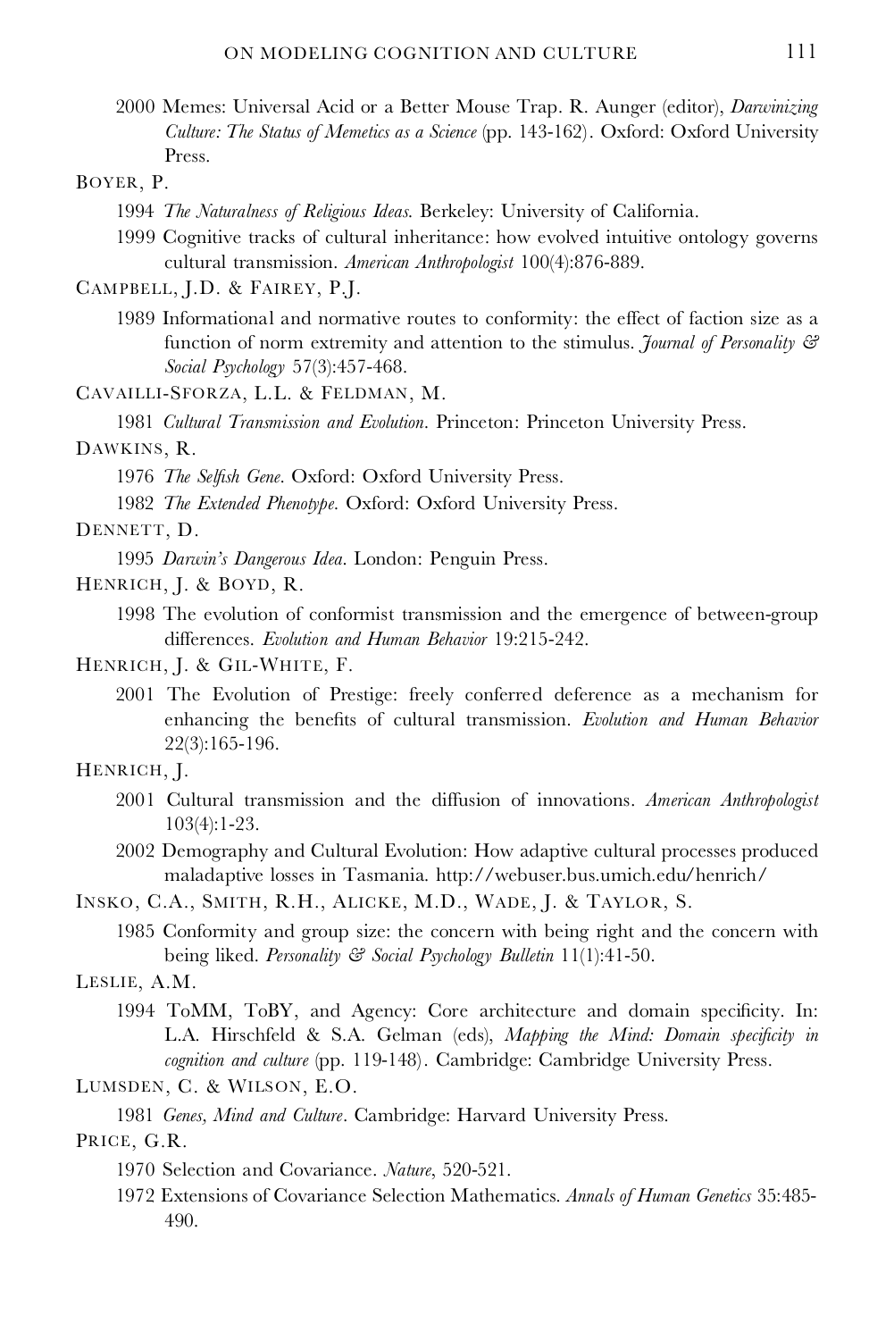2000 Memes: Universal Acid or a Better Mouse Trap. R. Aunger (editor), *Darwinizing Culture: The Status of Memetics as a Science* (pp. 143-162). Oxford: Oxford University Press.

BOYER, P.

1994 *The Naturalness of Religious Ideas*. Berkeley: University of California.

1999 Cognitive tracks of cultural inheritance: how evolved intuitive ontology governs cultural transmission. *American Anthropologist* 100(4):876-889.

CAMPBELL, J.D. & FAIREY, P.J.

1989 Informational and normative routes to conformity: the effect of faction size as a function of norm extremity and attention to the stimulus. *Journal of Personality & Social Psychology* 57(3):457-468.

CAVAILLI-SFORZA, L.L. & FELDMAN, M.

1981 *Cultural Transmission and Evolution*. Princeton: Princeton University Press.

DAWKINS, R.

1976 *The Selfish Gene*. Oxford: Oxford University Press.

1982 *The Extended Phenotype*. Oxford: Oxford University Press.

DENNETT, D.

1995 *Darwin's Dangerous Idea*. London: Penguin Press.

HENRICH, J. & BOYD, R.

1998 The evolution of conformist transmission and the emergence of between-group differences. *Evolution and Human Behavior* 19:215-242.

HENRICH, J. & GIL-WHITE, F.

2001 The Evolution of Prestige: freely conferred deference as a mechanism for enhancing the benefits of cultural transmission. *Evolution and Human Behavior* 22(3):165-196.

HENRICH, J.

2001 Cultural transmission and the diffusion of innovations. *American Anthropologist* 103(4):1-23.

2002 Demography and Cultural Evolution: How adaptive cultural processes produced maladaptive losses in Tasmania. http://webuser.bus.umich.edu/henrich/

INSKO, C.A., SMITH, R.H., ALICKE, M.D., WADE, J. & TAYLOR, S.

1985 Conformity and group size: the concern with being right and the concern with being liked. *Personality & Social Psychology Bulletin* 11(1):41-50.

LESLIE, A.M.

1994 ToMM, ToBY, and Agency: Core architecture and domain specificity. In: L.A. Hirschfeld & S.A. Gelman (eds), *Mapping the Mind: Domain specificity in cognition and culture* (pp. 119-148). Cambridge: Cambridge University Press.

LUMSDEN, C. & WILSON, E.O.

1981 *Genes, Mind and Culture*. Cambridge: Harvard University Press.

PRICE, G.R.

1970 Selection and Covariance. *Nature*, 520-521.

1972 Extensions of Covariance Selection Mathematics. *Annals of Human Genetics* 35:485-490.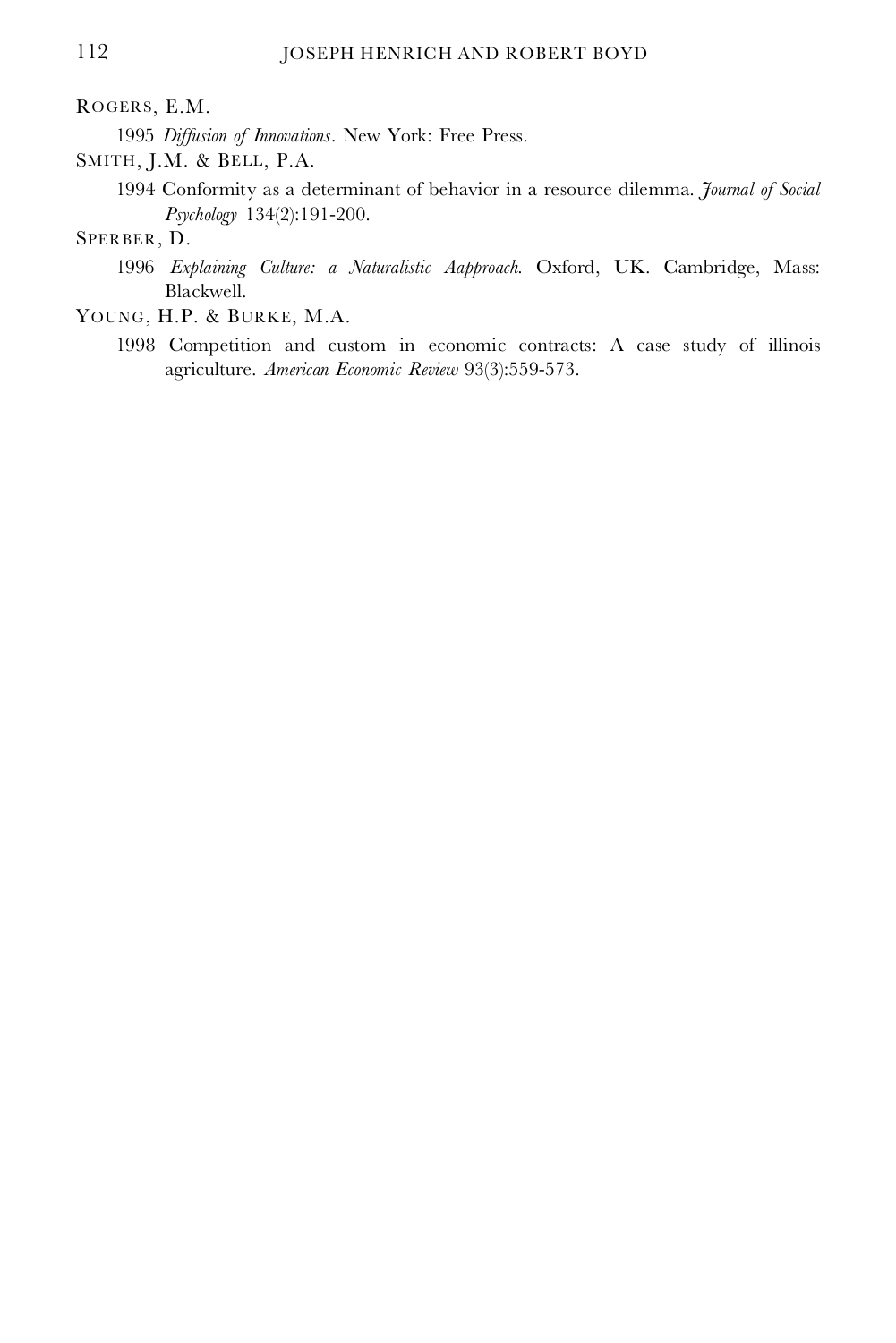Rogers, E.M.

1995 *Diffusion of Innovations*. New York: Free Press.

Smith, J.M. & Bell, P.A.

1994 Conformity as a determinant of behavior in a resource dilemma. *Journal of Social Psychology* 134(2):191-200.

Sperber, D.

1996 *Explaining Culture: a Naturalistic Aapproach*. Oxford, UK. Cambridge, Mass: Blackwell.

Young, H.P. & Burke, M.A.

1998 Competition and custom in economic contracts: A case study of illinois agriculture. *American Economic Review* 93(3):559-573.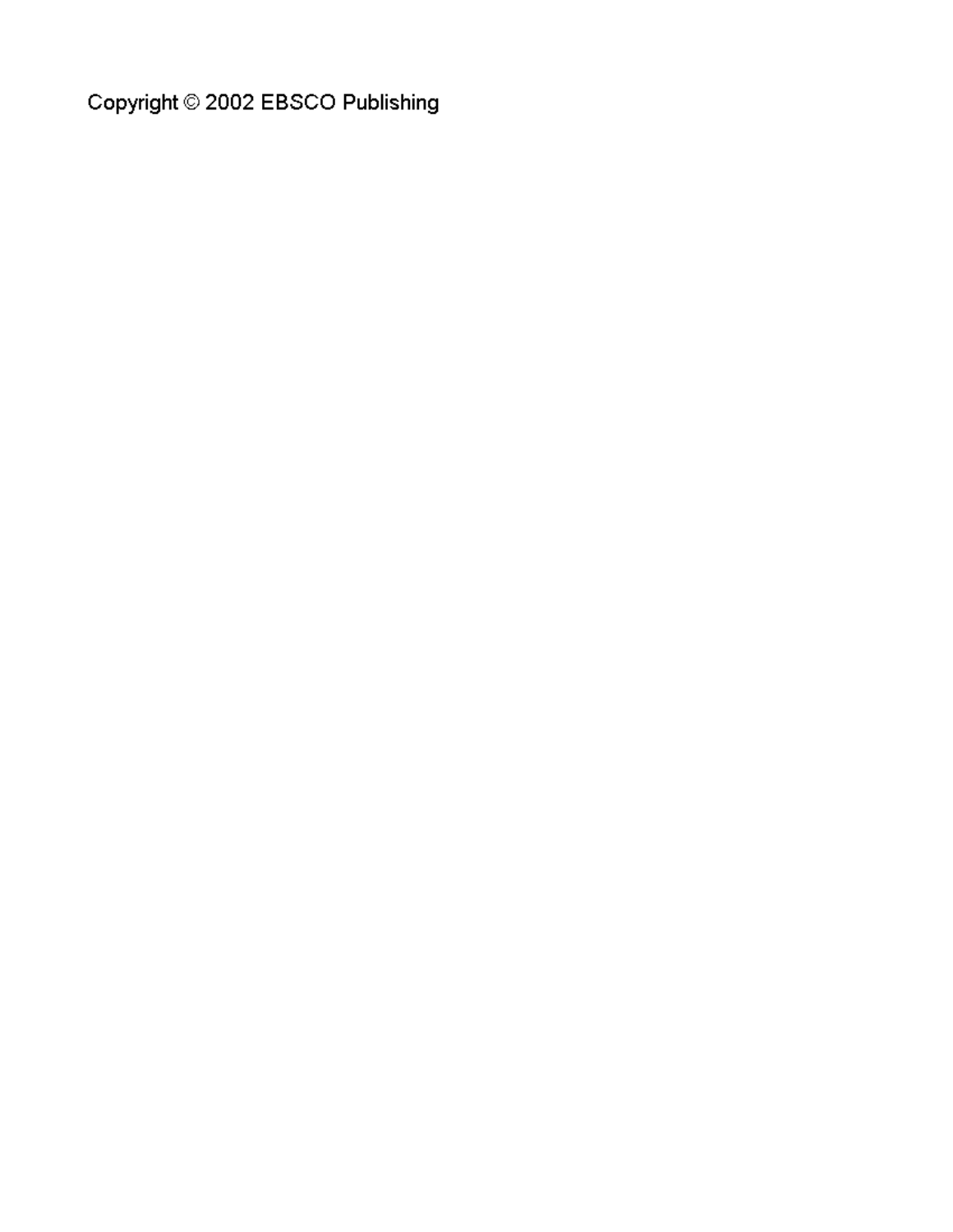Copyright © 2002 EBSCO Publishing